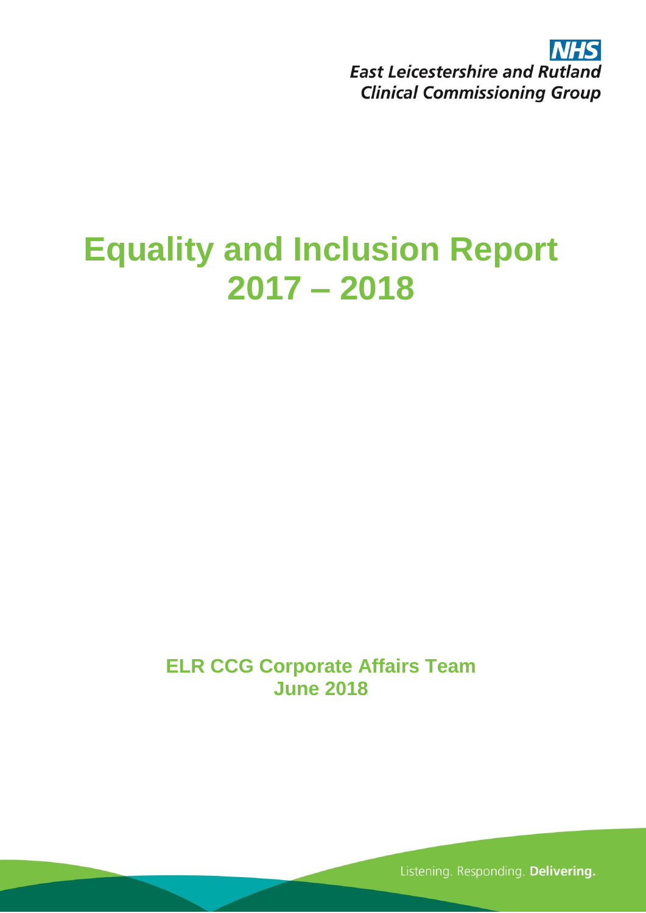**NHS**
**East Leicestershire and Rutland**
**Clinical Commissioning Group**

# Equality and Inclusion Report 2017 – 2018

**ELR CCG Corporate Affairs Team**
**June 2018**

Listening. Responding. **Delivering.**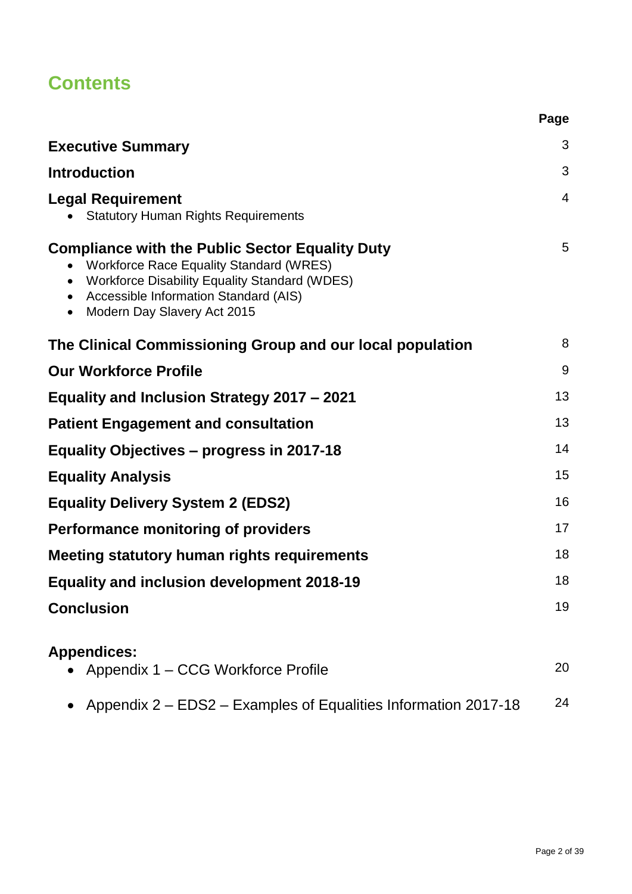# Contents

| | Page |
|---|---|
| **Executive Summary** | 3 |
| **Introduction** | 3 |
| **Legal Requirement**<br>• Statutory Human Rights Requirements | 4 |
| **Compliance with the Public Sector Equality Duty**<br>• Workforce Race Equality Standard (WRES)<br>• Workforce Disability Equality Standard (WDES)<br>• Accessible Information Standard (AIS)<br>• Modern Day Slavery Act 2015 | 5 |
| **The Clinical Commissioning Group and our local population** | 8 |
| **Our Workforce Profile** | 9 |
| **Equality and Inclusion Strategy 2017 – 2021** | 13 |
| **Patient Engagement and consultation** | 13 |
| **Equality Objectives – progress in 2017-18** | 14 |
| **Equality Analysis** | 15 |
| **Equality Delivery System 2 (EDS2)** | 16 |
| **Performance monitoring of providers** | 17 |
| **Meeting statutory human rights requirements** | 18 |
| **Equality and inclusion development 2018-19** | 18 |
| **Conclusion** | 19 |
| **Appendices:**<br>• Appendix 1 – CCG Workforce Profile | 20 |
| • Appendix 2 – EDS2 – Examples of Equalities Information 2017-18 | 24 |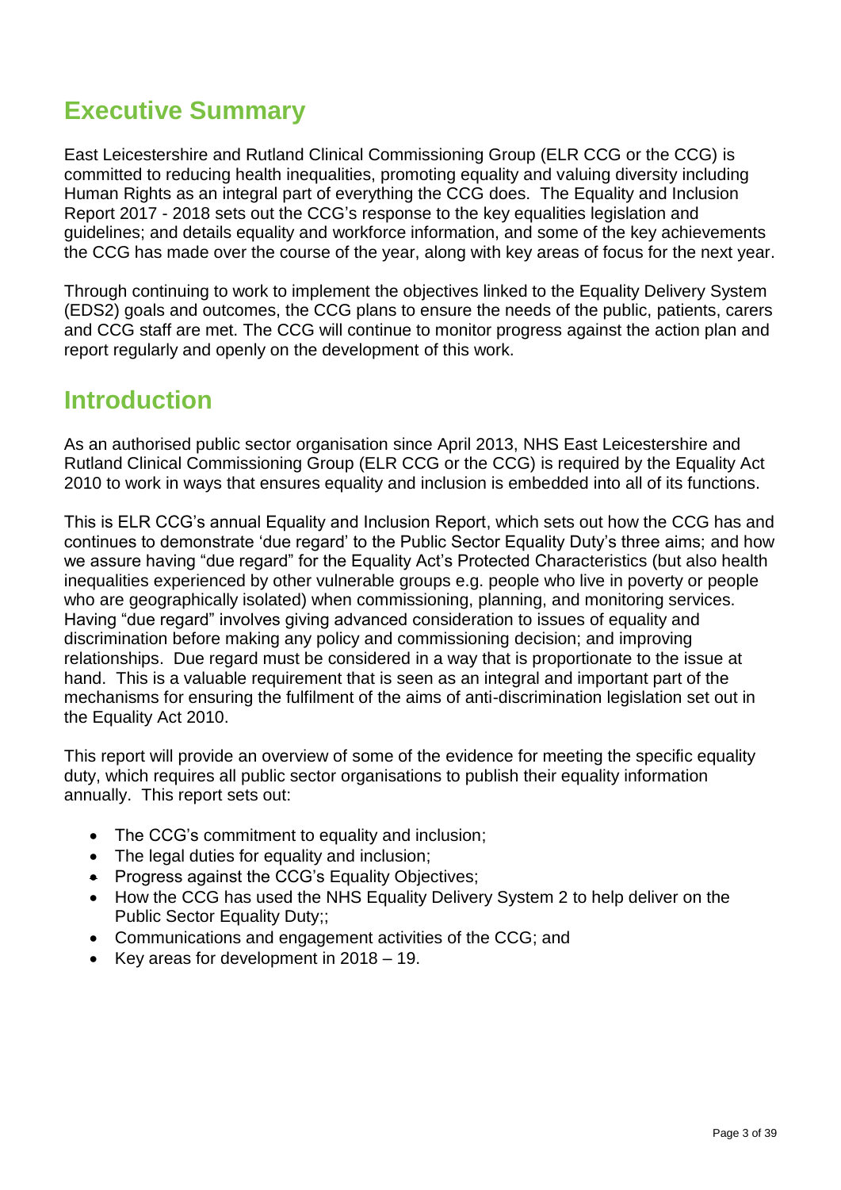## Executive Summary

East Leicestershire and Rutland Clinical Commissioning Group (ELR CCG or the CCG) is committed to reducing health inequalities, promoting equality and valuing diversity including Human Rights as an integral part of everything the CCG does. The Equality and Inclusion Report 2017 - 2018 sets out the CCG's response to the key equalities legislation and guidelines; and details equality and workforce information, and some of the key achievements the CCG has made over the course of the year, along with key areas of focus for the next year.

Through continuing to work to implement the objectives linked to the Equality Delivery System (EDS2) goals and outcomes, the CCG plans to ensure the needs of the public, patients, carers and CCG staff are met. The CCG will continue to monitor progress against the action plan and report regularly and openly on the development of this work.

## Introduction

As an authorised public sector organisation since April 2013, NHS East Leicestershire and Rutland Clinical Commissioning Group (ELR CCG or the CCG) is required by the Equality Act 2010 to work in ways that ensures equality and inclusion is embedded into all of its functions.

This is ELR CCG's annual Equality and Inclusion Report, which sets out how the CCG has and continues to demonstrate 'due regard' to the Public Sector Equality Duty's three aims; and how we assure having "due regard" for the Equality Act's Protected Characteristics (but also health inequalities experienced by other vulnerable groups e.g. people who live in poverty or people who are geographically isolated) when commissioning, planning, and monitoring services. Having "due regard" involves giving advanced consideration to issues of equality and discrimination before making any policy and commissioning decision; and improving relationships. Due regard must be considered in a way that is proportionate to the issue at hand. This is a valuable requirement that is seen as an integral and important part of the mechanisms for ensuring the fulfilment of the aims of anti-discrimination legislation set out in the Equality Act 2010.

This report will provide an overview of some of the evidence for meeting the specific equality duty, which requires all public sector organisations to publish their equality information annually. This report sets out:

- The CCG's commitment to equality and inclusion;
- The legal duties for equality and inclusion;
- Progress against the CCG's Equality Objectives;
- How the CCG has used the NHS Equality Delivery System 2 to help deliver on the Public Sector Equality Duty;;
- Communications and engagement activities of the CCG; and
- Key areas for development in 2018 – 19.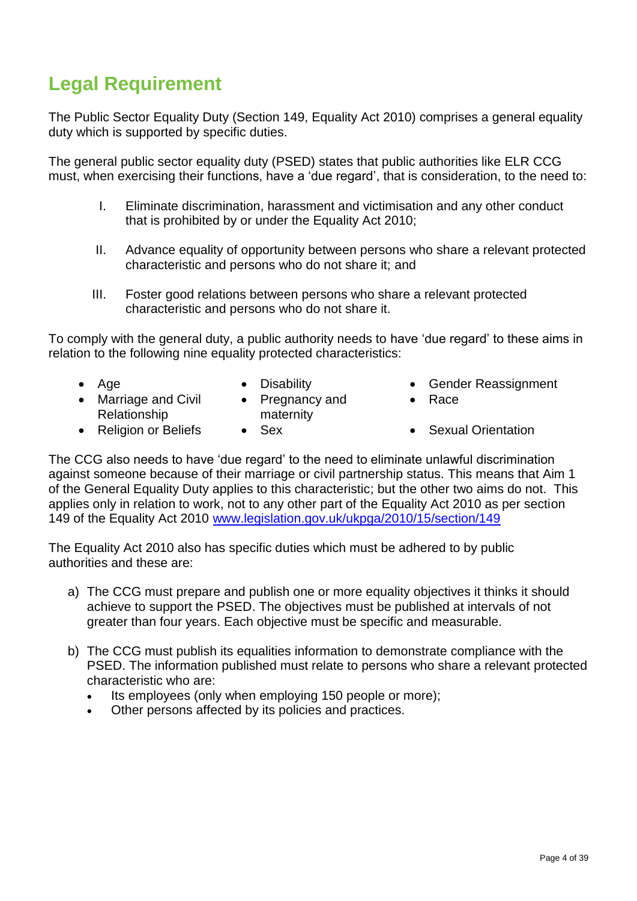## Legal Requirement

The Public Sector Equality Duty (Section 149, Equality Act 2010) comprises a general equality duty which is supported by specific duties.

The general public sector equality duty (PSED) states that public authorities like ELR CCG must, when exercising their functions, have a 'due regard', that is consideration, to the need to:

I. Eliminate discrimination, harassment and victimisation and any other conduct that is prohibited by or under the Equality Act 2010;

II. Advance equality of opportunity between persons who share a relevant protected characteristic and persons who do not share it; and

III. Foster good relations between persons who share a relevant protected characteristic and persons who do not share it.

To comply with the general duty, a public authority needs to have 'due regard' to these aims in relation to the following nine equality protected characteristics:

- Age
- Disability
- Gender Reassignment
- Marriage and Civil Relationship
- Pregnancy and maternity
- Race
- Religion or Beliefs
- Sex
- Sexual Orientation

The CCG also needs to have 'due regard' to the need to eliminate unlawful discrimination against someone because of their marriage or civil partnership status. This means that Aim 1 of the General Equality Duty applies to this characteristic; but the other two aims do not. This applies only in relation to work, not to any other part of the Equality Act 2010 as per section 149 of the Equality Act 2010 www.legislation.gov.uk/ukpga/2010/15/section/149

The Equality Act 2010 also has specific duties which must be adhered to by public authorities and these are:

a) The CCG must prepare and publish one or more equality objectives it thinks it should achieve to support the PSED. The objectives must be published at intervals of not greater than four years. Each objective must be specific and measurable.

b) The CCG must publish its equalities information to demonstrate compliance with the PSED. The information published must relate to persons who share a relevant protected characteristic who are:
   - Its employees (only when employing 150 people or more);
   - Other persons affected by its policies and practices.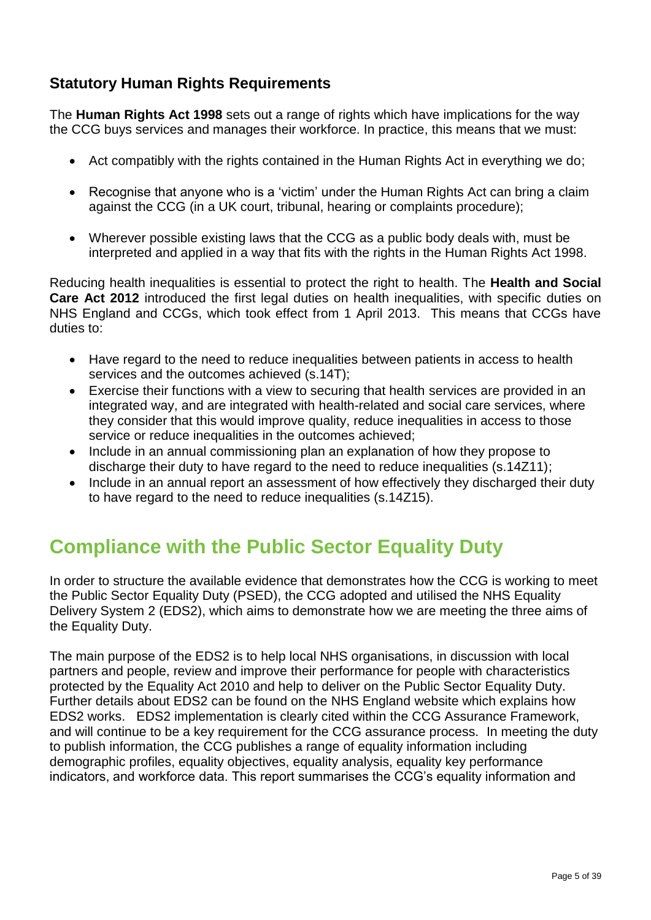### Statutory Human Rights Requirements

The **Human Rights Act 1998** sets out a range of rights which have implications for the way the CCG buys services and manages their workforce. In practice, this means that we must:

- Act compatibly with the rights contained in the Human Rights Act in everything we do;
- Recognise that anyone who is a 'victim' under the Human Rights Act can bring a claim against the CCG (in a UK court, tribunal, hearing or complaints procedure);
- Wherever possible existing laws that the CCG as a public body deals with, must be interpreted and applied in a way that fits with the rights in the Human Rights Act 1998.

Reducing health inequalities is essential to protect the right to health. The **Health and Social Care Act 2012** introduced the first legal duties on health inequalities, with specific duties on NHS England and CCGs, which took effect from 1 April 2013. This means that CCGs have duties to:

- Have regard to the need to reduce inequalities between patients in access to health services and the outcomes achieved (s.14T);
- Exercise their functions with a view to securing that health services are provided in an integrated way, and are integrated with health-related and social care services, where they consider that this would improve quality, reduce inequalities in access to those service or reduce inequalities in the outcomes achieved;
- Include in an annual commissioning plan an explanation of how they propose to discharge their duty to have regard to the need to reduce inequalities (s.14Z11);
- Include in an annual report an assessment of how effectively they discharged their duty to have regard to the need to reduce inequalities (s.14Z15).

## Compliance with the Public Sector Equality Duty

In order to structure the available evidence that demonstrates how the CCG is working to meet the Public Sector Equality Duty (PSED), the CCG adopted and utilised the NHS Equality Delivery System 2 (EDS2), which aims to demonstrate how we are meeting the three aims of the Equality Duty.

The main purpose of the EDS2 is to help local NHS organisations, in discussion with local partners and people, review and improve their performance for people with characteristics protected by the Equality Act 2010 and help to deliver on the Public Sector Equality Duty. Further details about EDS2 can be found on the NHS England website which explains how EDS2 works. EDS2 implementation is clearly cited within the CCG Assurance Framework, and will continue to be a key requirement for the CCG assurance process. In meeting the duty to publish information, the CCG publishes a range of equality information including demographic profiles, equality objectives, equality analysis, equality key performance indicators, and workforce data. This report summarises the CCG's equality information and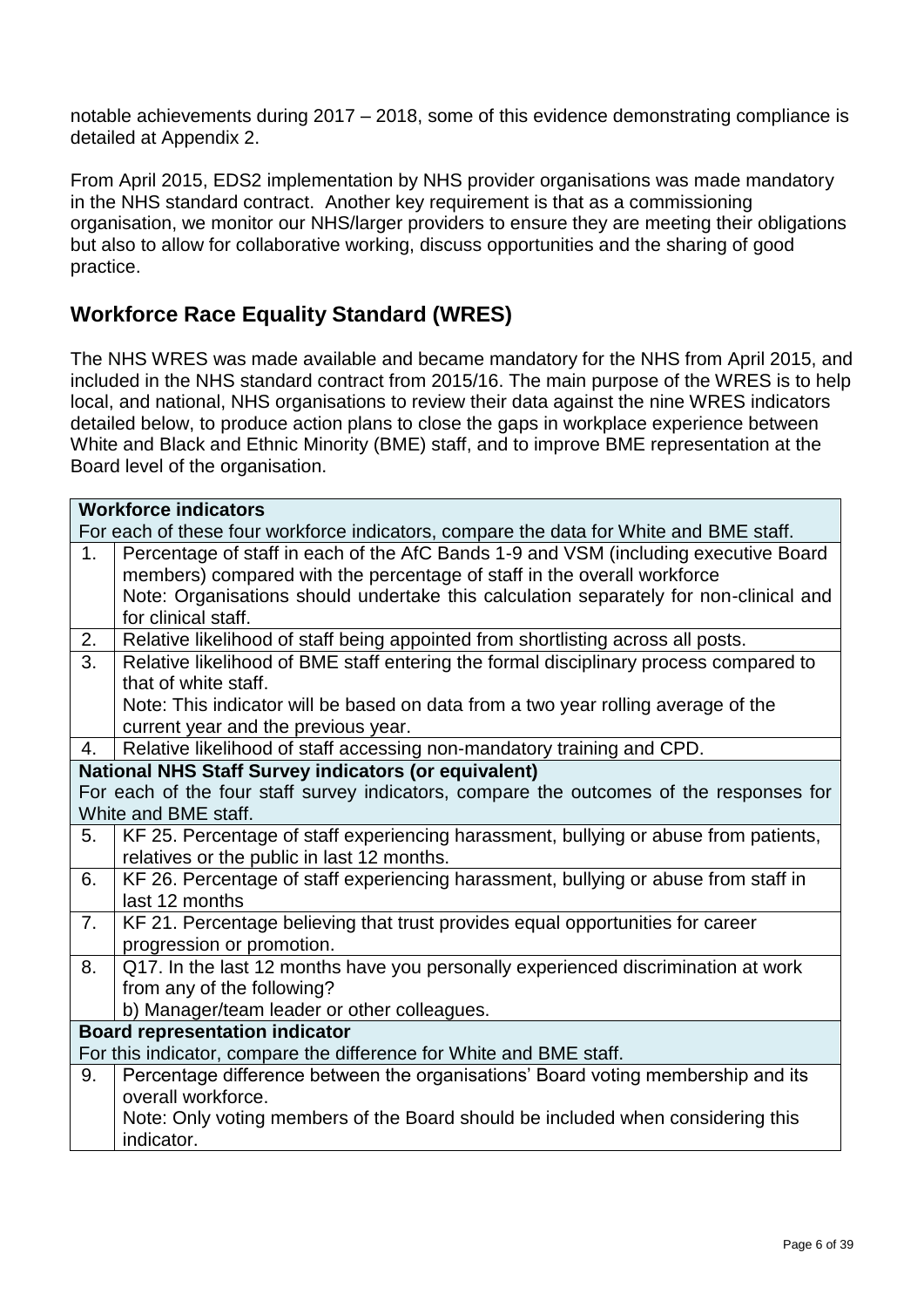notable achievements during 2017 – 2018, some of this evidence demonstrating compliance is detailed at Appendix 2.

From April 2015, EDS2 implementation by NHS provider organisations was made mandatory in the NHS standard contract. Another key requirement is that as a commissioning organisation, we monitor our NHS/larger providers to ensure they are meeting their obligations but also to allow for collaborative working, discuss opportunities and the sharing of good practice.

## Workforce Race Equality Standard (WRES)

The NHS WRES was made available and became mandatory for the NHS from April 2015, and included in the NHS standard contract from 2015/16. The main purpose of the WRES is to help local, and national, NHS organisations to review their data against the nine WRES indicators detailed below, to produce action plans to close the gaps in workplace experience between White and Black and Ethnic Minority (BME) staff, and to improve BME representation at the Board level of the organisation.

| | |
|---|---|
| **Workforce indicators**<br>For each of these four workforce indicators, compare the data for White and BME staff. | |
| 1. | Percentage of staff in each of the AfC Bands 1-9 and VSM (including executive Board members) compared with the percentage of staff in the overall workforce<br>Note: Organisations should undertake this calculation separately for non-clinical and for clinical staff. |
| 2. | Relative likelihood of staff being appointed from shortlisting across all posts. |
| 3. | Relative likelihood of BME staff entering the formal disciplinary process compared to that of white staff.<br>Note: This indicator will be based on data from a two year rolling average of the current year and the previous year. |
| 4. | Relative likelihood of staff accessing non-mandatory training and CPD. |
| **National NHS Staff Survey indicators (or equivalent)**<br>For each of the four staff survey indicators, compare the outcomes of the responses for White and BME staff. | |
| 5. | KF 25. Percentage of staff experiencing harassment, bullying or abuse from patients, relatives or the public in last 12 months. |
| 6. | KF 26. Percentage of staff experiencing harassment, bullying or abuse from staff in last 12 months |
| 7. | KF 21. Percentage believing that trust provides equal opportunities for career progression or promotion. |
| 8. | Q17. In the last 12 months have you personally experienced discrimination at work from any of the following?<br>b) Manager/team leader or other colleagues. |
| **Board representation indicator**<br>For this indicator, compare the difference for White and BME staff. | |
| 9. | Percentage difference between the organisations' Board voting membership and its overall workforce.<br>Note: Only voting members of the Board should be included when considering this indicator. |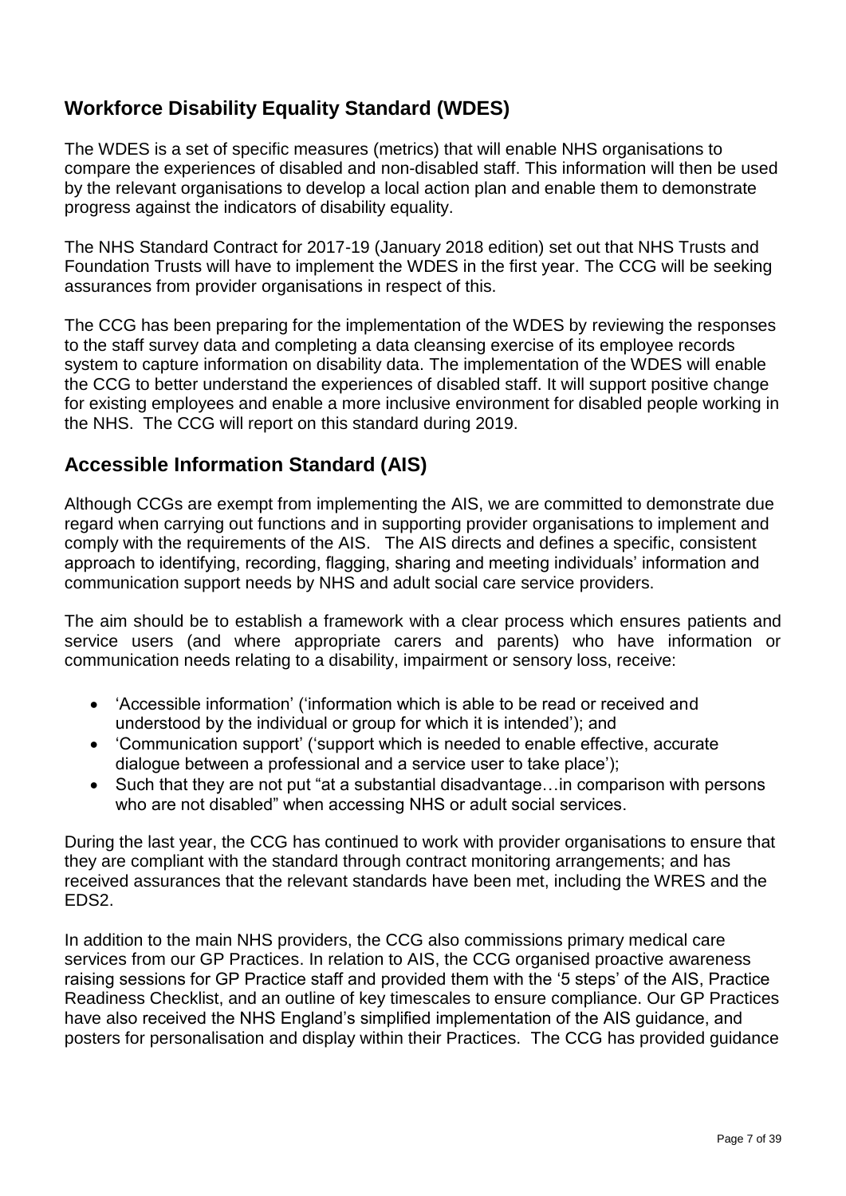## Workforce Disability Equality Standard (WDES)

The WDES is a set of specific measures (metrics) that will enable NHS organisations to compare the experiences of disabled and non-disabled staff. This information will then be used by the relevant organisations to develop a local action plan and enable them to demonstrate progress against the indicators of disability equality.

The NHS Standard Contract for 2017-19 (January 2018 edition) set out that NHS Trusts and Foundation Trusts will have to implement the WDES in the first year. The CCG will be seeking assurances from provider organisations in respect of this.

The CCG has been preparing for the implementation of the WDES by reviewing the responses to the staff survey data and completing a data cleansing exercise of its employee records system to capture information on disability data. The implementation of the WDES will enable the CCG to better understand the experiences of disabled staff. It will support positive change for existing employees and enable a more inclusive environment for disabled people working in the NHS. The CCG will report on this standard during 2019.

## Accessible Information Standard (AIS)

Although CCGs are exempt from implementing the AIS, we are committed to demonstrate due regard when carrying out functions and in supporting provider organisations to implement and comply with the requirements of the AIS. The AIS directs and defines a specific, consistent approach to identifying, recording, flagging, sharing and meeting individuals' information and communication support needs by NHS and adult social care service providers.

The aim should be to establish a framework with a clear process which ensures patients and service users (and where appropriate carers and parents) who have information or communication needs relating to a disability, impairment or sensory loss, receive:

- 'Accessible information' ('information which is able to be read or received and understood by the individual or group for which it is intended'); and
- 'Communication support' ('support which is needed to enable effective, accurate dialogue between a professional and a service user to take place');
- Such that they are not put "at a substantial disadvantage…in comparison with persons who are not disabled" when accessing NHS or adult social services.

During the last year, the CCG has continued to work with provider organisations to ensure that they are compliant with the standard through contract monitoring arrangements; and has received assurances that the relevant standards have been met, including the WRES and the EDS2.

In addition to the main NHS providers, the CCG also commissions primary medical care services from our GP Practices. In relation to AIS, the CCG organised proactive awareness raising sessions for GP Practice staff and provided them with the '5 steps' of the AIS, Practice Readiness Checklist, and an outline of key timescales to ensure compliance. Our GP Practices have also received the NHS England's simplified implementation of the AIS guidance, and posters for personalisation and display within their Practices. The CCG has provided guidance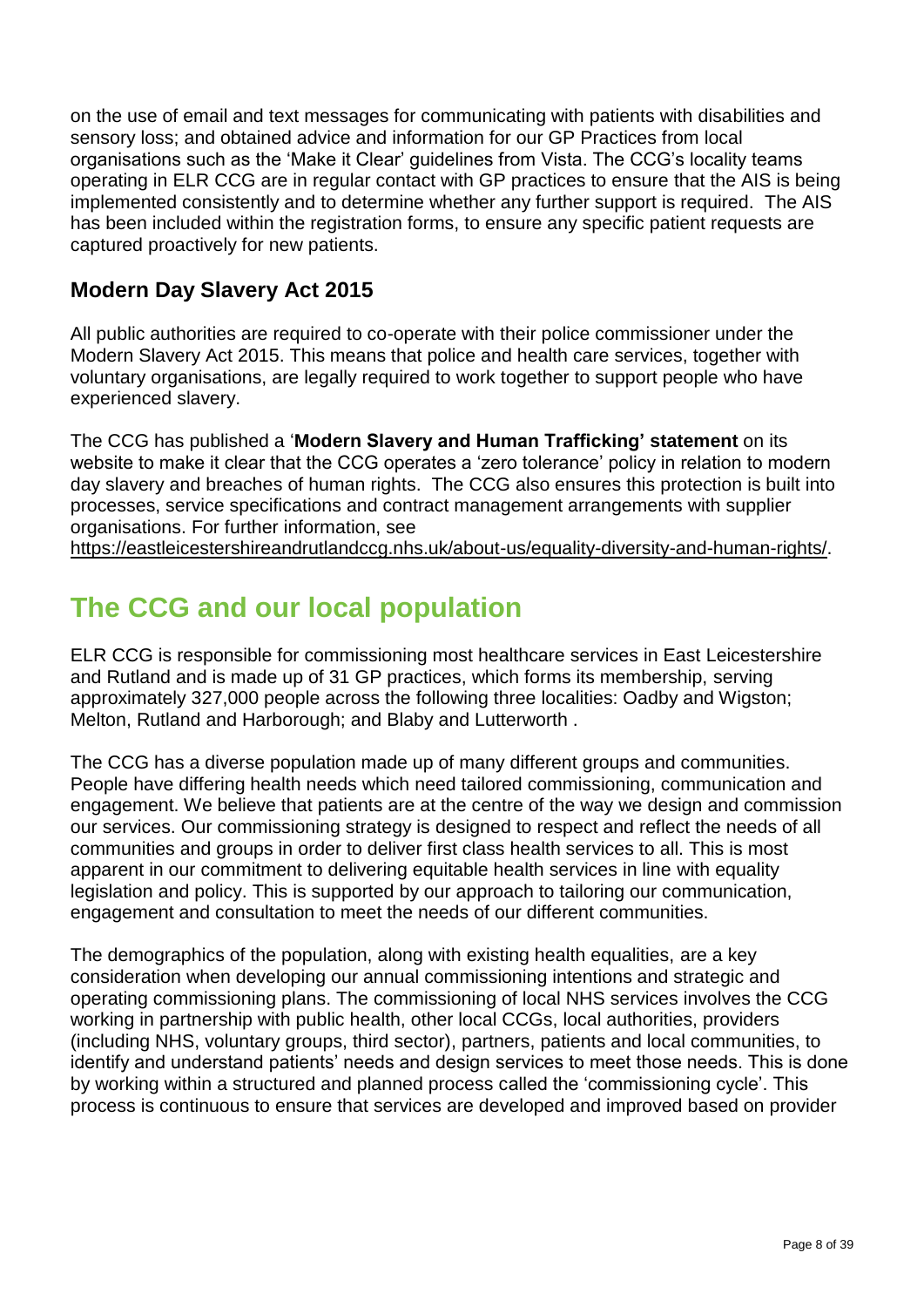on the use of email and text messages for communicating with patients with disabilities and sensory loss; and obtained advice and information for our GP Practices from local organisations such as the 'Make it Clear' guidelines from Vista. The CCG's locality teams operating in ELR CCG are in regular contact with GP practices to ensure that the AIS is being implemented consistently and to determine whether any further support is required. The AIS has been included within the registration forms, to ensure any specific patient requests are captured proactively for new patients.

### Modern Day Slavery Act 2015

All public authorities are required to co-operate with their police commissioner under the Modern Slavery Act 2015. This means that police and health care services, together with voluntary organisations, are legally required to work together to support people who have experienced slavery.

The CCG has published a '**Modern Slavery and Human Trafficking' statement** on its website to make it clear that the CCG operates a 'zero tolerance' policy in relation to modern day slavery and breaches of human rights. The CCG also ensures this protection is built into processes, service specifications and contract management arrangements with supplier organisations. For further information, see https://eastleicestershireandrutlandccg.nhs.uk/about-us/equality-diversity-and-human-rights/.

## The CCG and our local population

ELR CCG is responsible for commissioning most healthcare services in East Leicestershire and Rutland and is made up of 31 GP practices, which forms its membership, serving approximately 327,000 people across the following three localities: Oadby and Wigston; Melton, Rutland and Harborough; and Blaby and Lutterworth .

The CCG has a diverse population made up of many different groups and communities. People have differing health needs which need tailored commissioning, communication and engagement. We believe that patients are at the centre of the way we design and commission our services. Our commissioning strategy is designed to respect and reflect the needs of all communities and groups in order to deliver first class health services to all. This is most apparent in our commitment to delivering equitable health services in line with equality legislation and policy. This is supported by our approach to tailoring our communication, engagement and consultation to meet the needs of our different communities.

The demographics of the population, along with existing health equalities, are a key consideration when developing our annual commissioning intentions and strategic and operating commissioning plans. The commissioning of local NHS services involves the CCG working in partnership with public health, other local CCGs, local authorities, providers (including NHS, voluntary groups, third sector), partners, patients and local communities, to identify and understand patients' needs and design services to meet those needs. This is done by working within a structured and planned process called the 'commissioning cycle'. This process is continuous to ensure that services are developed and improved based on provider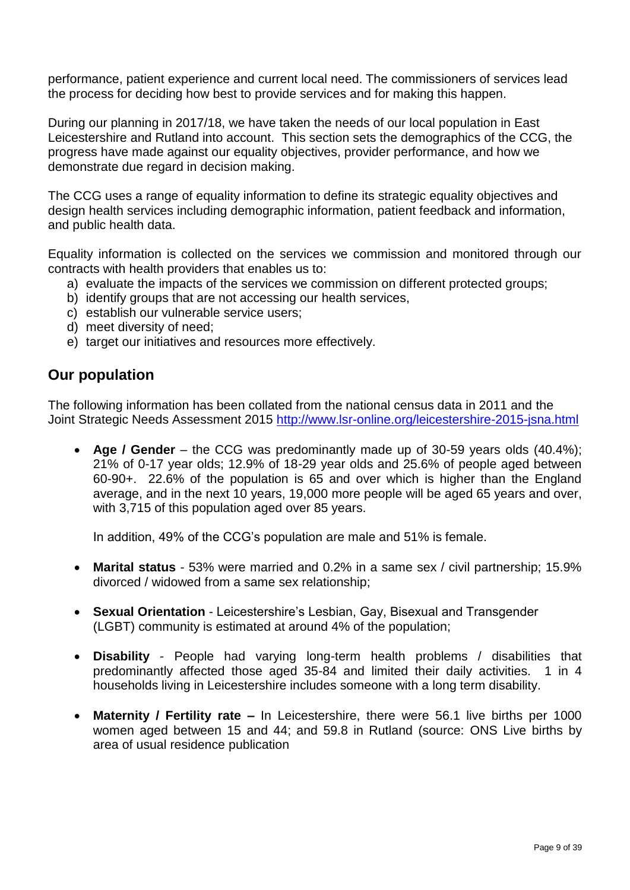performance, patient experience and current local need. The commissioners of services lead the process for deciding how best to provide services and for making this happen.

During our planning in 2017/18, we have taken the needs of our local population in East Leicestershire and Rutland into account. This section sets the demographics of the CCG, the progress have made against our equality objectives, provider performance, and how we demonstrate due regard in decision making.

The CCG uses a range of equality information to define its strategic equality objectives and design health services including demographic information, patient feedback and information, and public health data.

Equality information is collected on the services we commission and monitored through our contracts with health providers that enables us to:

a) evaluate the impacts of the services we commission on different protected groups;
b) identify groups that are not accessing our health services,
c) establish our vulnerable service users;
d) meet diversity of need;
e) target our initiatives and resources more effectively.

## Our population

The following information has been collated from the national census data in 2011 and the Joint Strategic Needs Assessment 2015 http://www.lsr-online.org/leicestershire-2015-jsna.html

- **Age / Gender** – the CCG was predominantly made up of 30-59 years olds (40.4%); 21% of 0-17 year olds; 12.9% of 18-29 year olds and 25.6% of people aged between 60-90+. 22.6% of the population is 65 and over which is higher than the England average, and in the next 10 years, 19,000 more people will be aged 65 years and over, with 3,715 of this population aged over 85 years.

  In addition, 49% of the CCG's population are male and 51% is female.

- **Marital status** - 53% were married and 0.2% in a same sex / civil partnership; 15.9% divorced / widowed from a same sex relationship;

- **Sexual Orientation** - Leicestershire's Lesbian, Gay, Bisexual and Transgender (LGBT) community is estimated at around 4% of the population;

- **Disability** - People had varying long-term health problems / disabilities that predominantly affected those aged 35-84 and limited their daily activities. 1 in 4 households living in Leicestershire includes someone with a long term disability.

- **Maternity / Fertility rate –** In Leicestershire, there were 56.1 live births per 1000 women aged between 15 and 44; and 59.8 in Rutland (source: ONS Live births by area of usual residence publication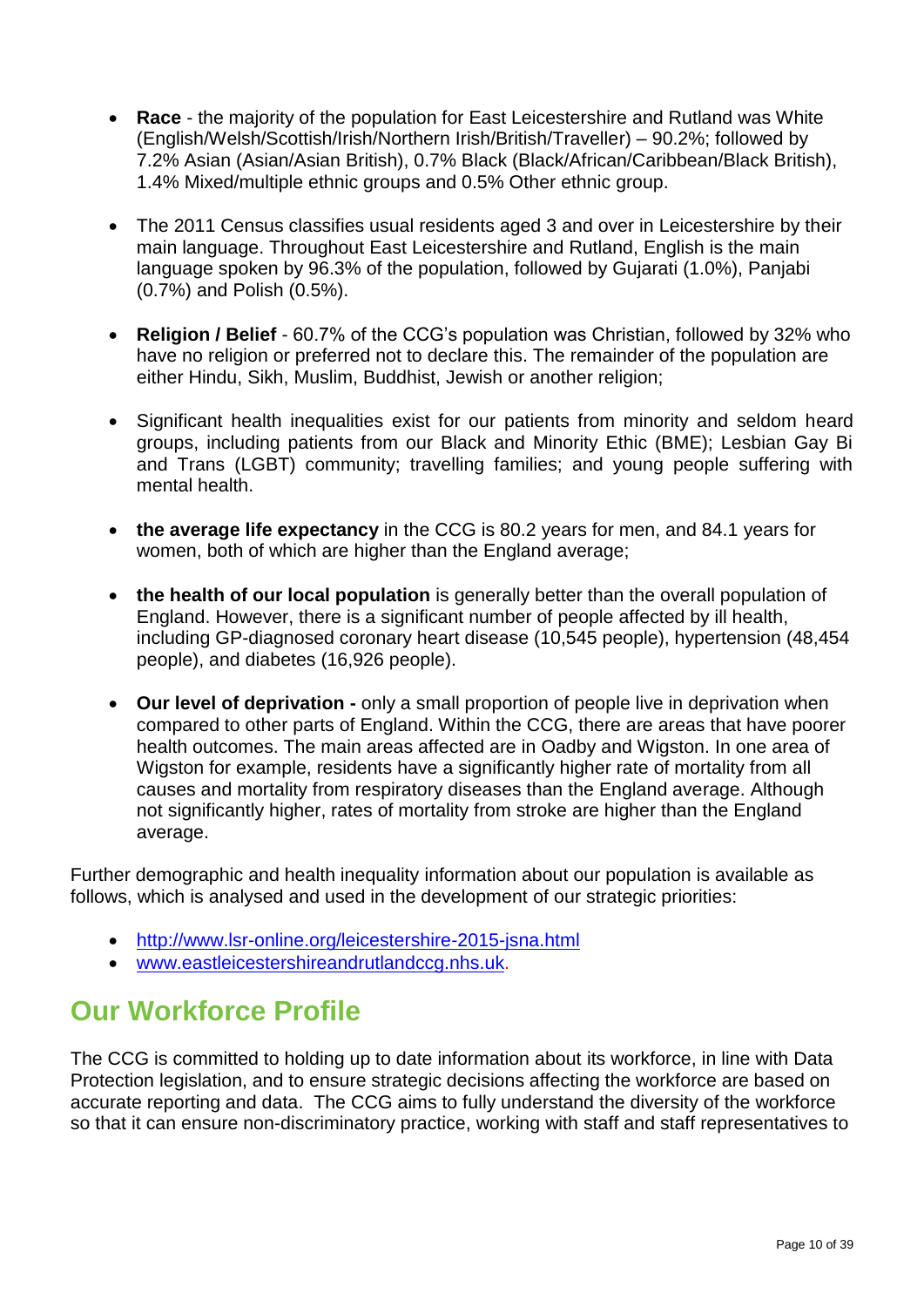- **Race** - the majority of the population for East Leicestershire and Rutland was White (English/Welsh/Scottish/Irish/Northern Irish/British/Traveller) – 90.2%; followed by 7.2% Asian (Asian/Asian British), 0.7% Black (Black/African/Caribbean/Black British), 1.4% Mixed/multiple ethnic groups and 0.5% Other ethnic group.

- The 2011 Census classifies usual residents aged 3 and over in Leicestershire by their main language. Throughout East Leicestershire and Rutland, English is the main language spoken by 96.3% of the population, followed by Gujarati (1.0%), Panjabi (0.7%) and Polish (0.5%).

- **Religion / Belief** - 60.7% of the CCG's population was Christian, followed by 32% who have no religion or preferred not to declare this. The remainder of the population are either Hindu, Sikh, Muslim, Buddhist, Jewish or another religion;

- Significant health inequalities exist for our patients from minority and seldom heard groups, including patients from our Black and Minority Ethic (BME); Lesbian Gay Bi and Trans (LGBT) community; travelling families; and young people suffering with mental health.

- **the average life expectancy** in the CCG is 80.2 years for men, and 84.1 years for women, both of which are higher than the England average;

- **the health of our local population** is generally better than the overall population of England. However, there is a significant number of people affected by ill health, including GP-diagnosed coronary heart disease (10,545 people), hypertension (48,454 people), and diabetes (16,926 people).

- **Our level of deprivation -** only a small proportion of people live in deprivation when compared to other parts of England. Within the CCG, there are areas that have poorer health outcomes. The main areas affected are in Oadby and Wigston. In one area of Wigston for example, residents have a significantly higher rate of mortality from all causes and mortality from respiratory diseases than the England average. Although not significantly higher, rates of mortality from stroke are higher than the England average.

Further demographic and health inequality information about our population is available as follows, which is analysed and used in the development of our strategic priorities:

- http://www.lsr-online.org/leicestershire-2015-jsna.html
- www.eastleicestershireandrutlandccg.nhs.uk.

## Our Workforce Profile

The CCG is committed to holding up to date information about its workforce, in line with Data Protection legislation, and to ensure strategic decisions affecting the workforce are based on accurate reporting and data. The CCG aims to fully understand the diversity of the workforce so that it can ensure non-discriminatory practice, working with staff and staff representatives to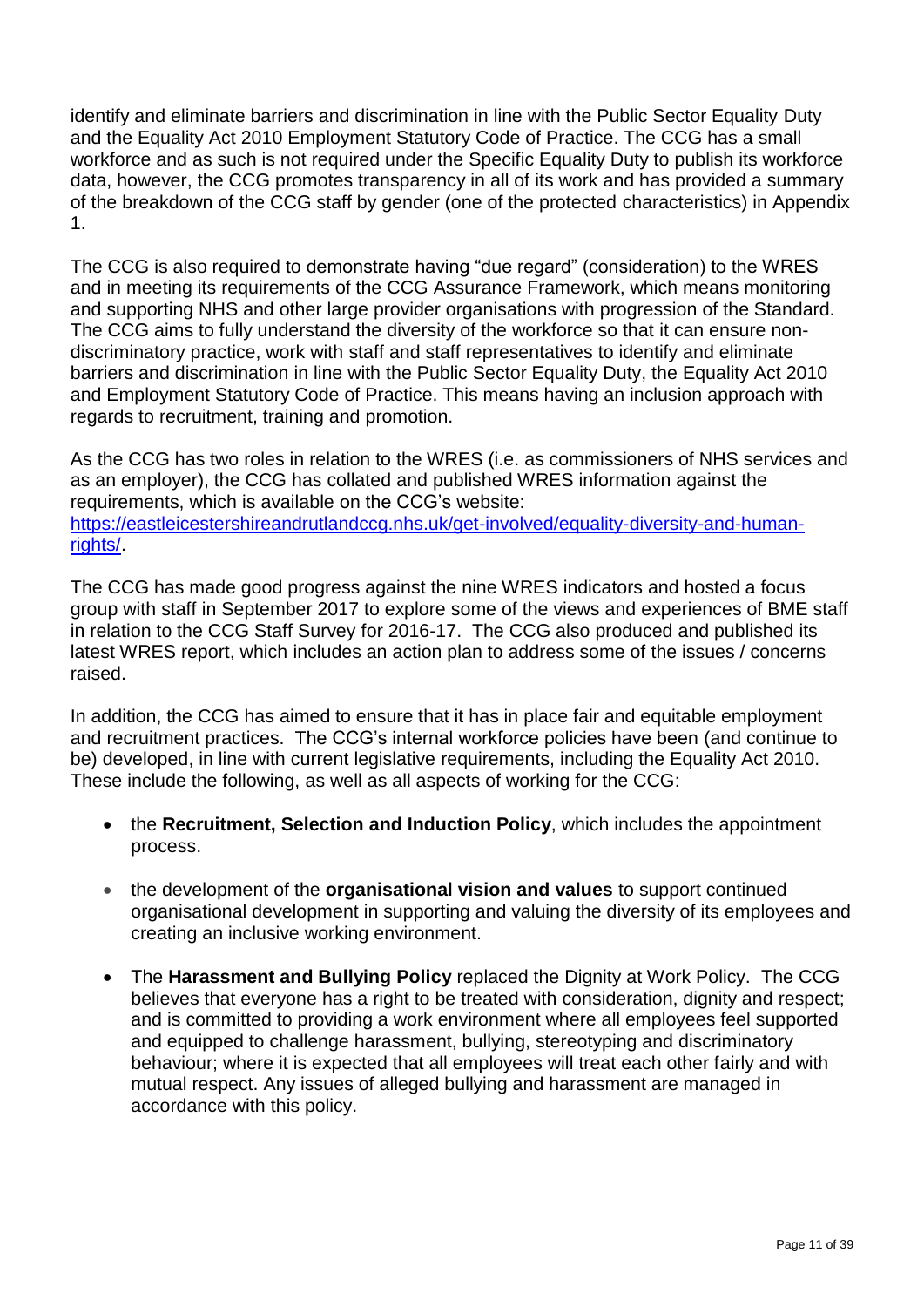identify and eliminate barriers and discrimination in line with the Public Sector Equality Duty and the Equality Act 2010 Employment Statutory Code of Practice. The CCG has a small workforce and as such is not required under the Specific Equality Duty to publish its workforce data, however, the CCG promotes transparency in all of its work and has provided a summary of the breakdown of the CCG staff by gender (one of the protected characteristics) in Appendix 1.

The CCG is also required to demonstrate having "due regard" (consideration) to the WRES and in meeting its requirements of the CCG Assurance Framework, which means monitoring and supporting NHS and other large provider organisations with progression of the Standard. The CCG aims to fully understand the diversity of the workforce so that it can ensure non-discriminatory practice, work with staff and staff representatives to identify and eliminate barriers and discrimination in line with the Public Sector Equality Duty, the Equality Act 2010 and Employment Statutory Code of Practice. This means having an inclusion approach with regards to recruitment, training and promotion.

As the CCG has two roles in relation to the WRES (i.e. as commissioners of NHS services and as an employer), the CCG has collated and published WRES information against the requirements, which is available on the CCG's website: [https://eastleicestershireandrutlandccg.nhs.uk/get-involved/equality-diversity-and-human-rights/](https://eastleicestershireandrutlandccg.nhs.uk/get-involved/equality-diversity-and-human-rights/).

The CCG has made good progress against the nine WRES indicators and hosted a focus group with staff in September 2017 to explore some of the views and experiences of BME staff in relation to the CCG Staff Survey for 2016-17. The CCG also produced and published its latest WRES report, which includes an action plan to address some of the issues / concerns raised.

In addition, the CCG has aimed to ensure that it has in place fair and equitable employment and recruitment practices. The CCG's internal workforce policies have been (and continue to be) developed, in line with current legislative requirements, including the Equality Act 2010. These include the following, as well as all aspects of working for the CCG:

- the **Recruitment, Selection and Induction Policy**, which includes the appointment process.
- the development of the **organisational vision and values** to support continued organisational development in supporting and valuing the diversity of its employees and creating an inclusive working environment.
- The **Harassment and Bullying Policy** replaced the Dignity at Work Policy. The CCG believes that everyone has a right to be treated with consideration, dignity and respect; and is committed to providing a work environment where all employees feel supported and equipped to challenge harassment, bullying, stereotyping and discriminatory behaviour; where it is expected that all employees will treat each other fairly and with mutual respect. Any issues of alleged bullying and harassment are managed in accordance with this policy.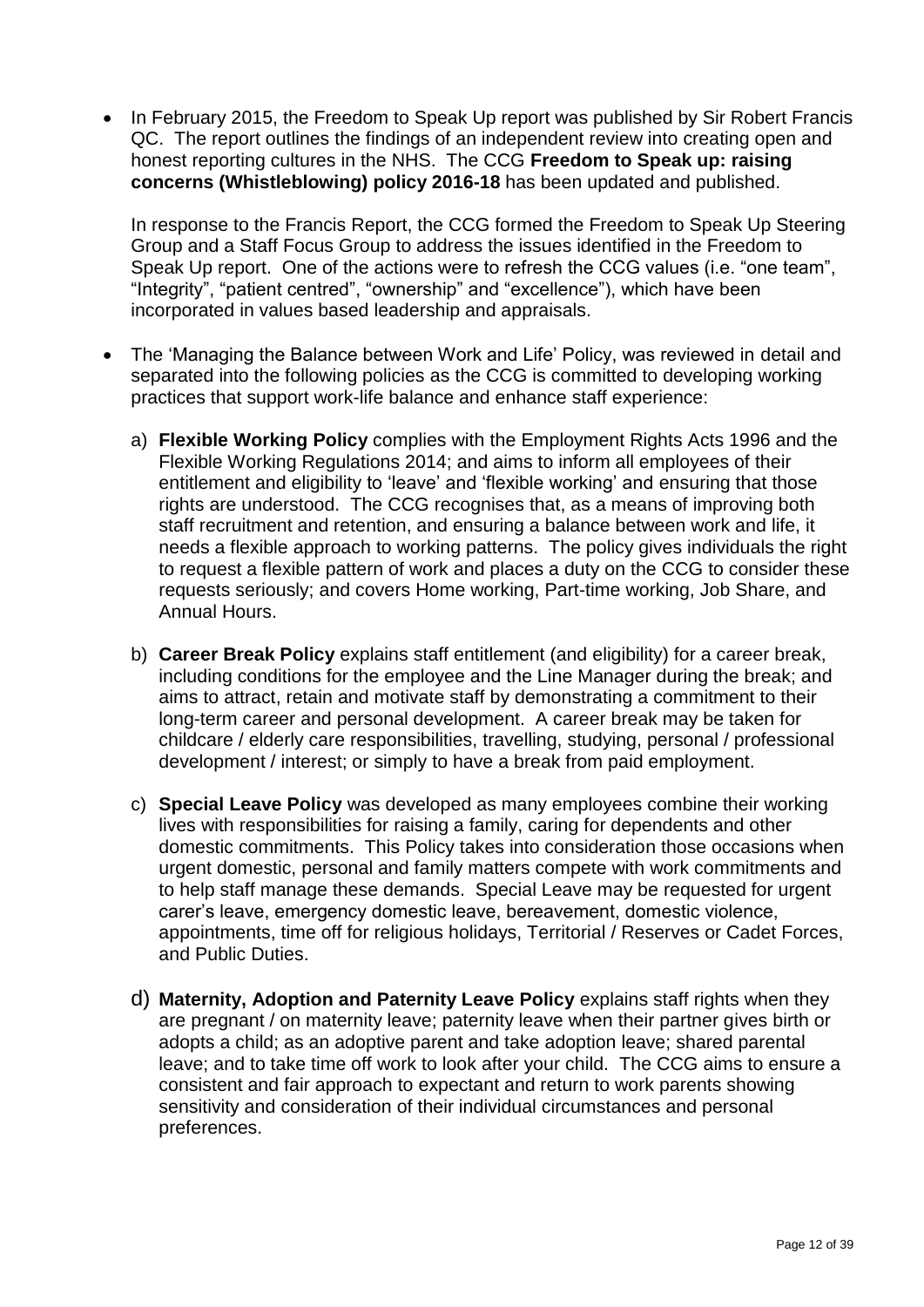- In February 2015, the Freedom to Speak Up report was published by Sir Robert Francis QC. The report outlines the findings of an independent review into creating open and honest reporting cultures in the NHS. The CCG **Freedom to Speak up: raising concerns (Whistleblowing) policy 2016-18** has been updated and published.

  In response to the Francis Report, the CCG formed the Freedom to Speak Up Steering Group and a Staff Focus Group to address the issues identified in the Freedom to Speak Up report. One of the actions were to refresh the CCG values (i.e. "one team", "Integrity", "patient centred", "ownership" and "excellence"), which have been incorporated in values based leadership and appraisals.

- The 'Managing the Balance between Work and Life' Policy, was reviewed in detail and separated into the following policies as the CCG is committed to developing working practices that support work-life balance and enhance staff experience:

  a) **Flexible Working Policy** complies with the Employment Rights Acts 1996 and the Flexible Working Regulations 2014; and aims to inform all employees of their entitlement and eligibility to 'leave' and 'flexible working' and ensuring that those rights are understood. The CCG recognises that, as a means of improving both staff recruitment and retention, and ensuring a balance between work and life, it needs a flexible approach to working patterns. The policy gives individuals the right to request a flexible pattern of work and places a duty on the CCG to consider these requests seriously; and covers Home working, Part-time working, Job Share, and Annual Hours.

  b) **Career Break Policy** explains staff entitlement (and eligibility) for a career break, including conditions for the employee and the Line Manager during the break; and aims to attract, retain and motivate staff by demonstrating a commitment to their long-term career and personal development. A career break may be taken for childcare / elderly care responsibilities, travelling, studying, personal / professional development / interest; or simply to have a break from paid employment.

  c) **Special Leave Policy** was developed as many employees combine their working lives with responsibilities for raising a family, caring for dependents and other domestic commitments. This Policy takes into consideration those occasions when urgent domestic, personal and family matters compete with work commitments and to help staff manage these demands. Special Leave may be requested for urgent carer's leave, emergency domestic leave, bereavement, domestic violence, appointments, time off for religious holidays, Territorial / Reserves or Cadet Forces, and Public Duties.

  d) **Maternity, Adoption and Paternity Leave Policy** explains staff rights when they are pregnant / on maternity leave; paternity leave when their partner gives birth or adopts a child; as an adoptive parent and take adoption leave; shared parental leave; and to take time off work to look after your child. The CCG aims to ensure a consistent and fair approach to expectant and return to work parents showing sensitivity and consideration of their individual circumstances and personal preferences.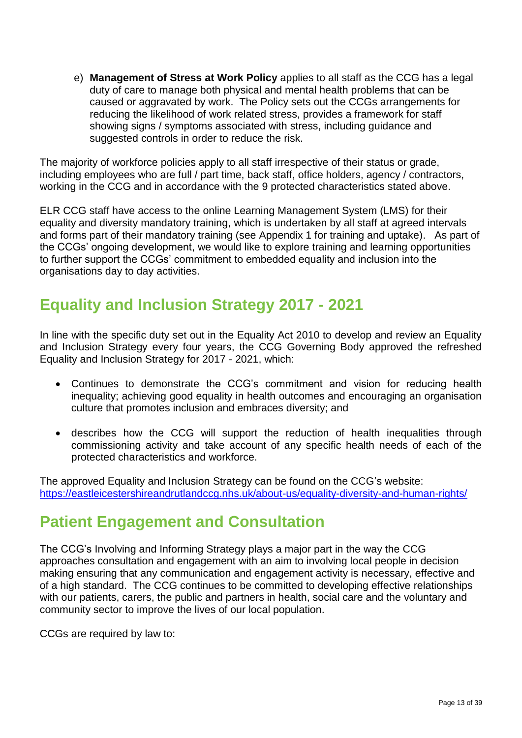e) **Management of Stress at Work Policy** applies to all staff as the CCG has a legal duty of care to manage both physical and mental health problems that can be caused or aggravated by work. The Policy sets out the CCGs arrangements for reducing the likelihood of work related stress, provides a framework for staff showing signs / symptoms associated with stress, including guidance and suggested controls in order to reduce the risk.

The majority of workforce policies apply to all staff irrespective of their status or grade, including employees who are full / part time, back staff, office holders, agency / contractors, working in the CCG and in accordance with the 9 protected characteristics stated above.

ELR CCG staff have access to the online Learning Management System (LMS) for their equality and diversity mandatory training, which is undertaken by all staff at agreed intervals and forms part of their mandatory training (see Appendix 1 for training and uptake). As part of the CCGs' ongoing development, we would like to explore training and learning opportunities to further support the CCGs' commitment to embedded equality and inclusion into the organisations day to day activities.

## Equality and Inclusion Strategy 2017 - 2021

In line with the specific duty set out in the Equality Act 2010 to develop and review an Equality and Inclusion Strategy every four years, the CCG Governing Body approved the refreshed Equality and Inclusion Strategy for 2017 - 2021, which:

- Continues to demonstrate the CCG's commitment and vision for reducing health inequality; achieving good equality in health outcomes and encouraging an organisation culture that promotes inclusion and embraces diversity; and
- describes how the CCG will support the reduction of health inequalities through commissioning activity and take account of any specific health needs of each of the protected characteristics and workforce.

The approved Equality and Inclusion Strategy can be found on the CCG's website: https://eastleicestershireandrutlandccg.nhs.uk/about-us/equality-diversity-and-human-rights/

## Patient Engagement and Consultation

The CCG's Involving and Informing Strategy plays a major part in the way the CCG approaches consultation and engagement with an aim to involving local people in decision making ensuring that any communication and engagement activity is necessary, effective and of a high standard. The CCG continues to be committed to developing effective relationships with our patients, carers, the public and partners in health, social care and the voluntary and community sector to improve the lives of our local population.

CCGs are required by law to: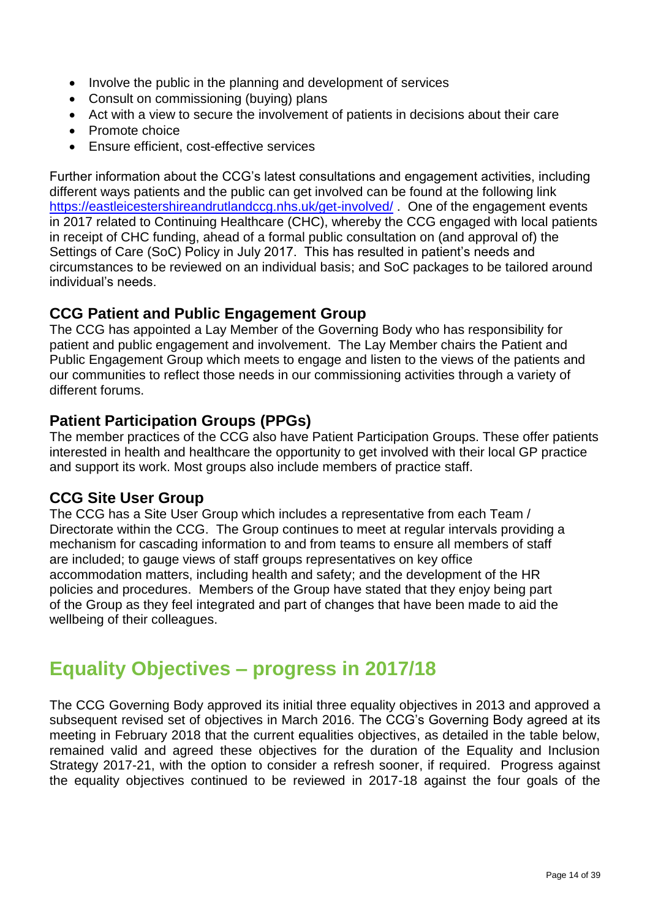- Involve the public in the planning and development of services
- Consult on commissioning (buying) plans
- Act with a view to secure the involvement of patients in decisions about their care
- Promote choice
- Ensure efficient, cost-effective services

Further information about the CCG's latest consultations and engagement activities, including different ways patients and the public can get involved can be found at the following link https://eastleicestershireandrutlandccg.nhs.uk/get-involved/ . One of the engagement events in 2017 related to Continuing Healthcare (CHC), whereby the CCG engaged with local patients in receipt of CHC funding, ahead of a formal public consultation on (and approval of) the Settings of Care (SoC) Policy in July 2017. This has resulted in patient's needs and circumstances to be reviewed on an individual basis; and SoC packages to be tailored around individual's needs.

### CCG Patient and Public Engagement Group

The CCG has appointed a Lay Member of the Governing Body who has responsibility for patient and public engagement and involvement. The Lay Member chairs the Patient and Public Engagement Group which meets to engage and listen to the views of the patients and our communities to reflect those needs in our commissioning activities through a variety of different forums.

### Patient Participation Groups (PPGs)

The member practices of the CCG also have Patient Participation Groups. These offer patients interested in health and healthcare the opportunity to get involved with their local GP practice and support its work. Most groups also include members of practice staff.

### CCG Site User Group

The CCG has a Site User Group which includes a representative from each Team / Directorate within the CCG. The Group continues to meet at regular intervals providing a mechanism for cascading information to and from teams to ensure all members of staff are included; to gauge views of staff groups representatives on key office accommodation matters, including health and safety; and the development of the HR policies and procedures. Members of the Group have stated that they enjoy being part of the Group as they feel integrated and part of changes that have been made to aid the wellbeing of their colleagues.

## Equality Objectives – progress in 2017/18

The CCG Governing Body approved its initial three equality objectives in 2013 and approved a subsequent revised set of objectives in March 2016. The CCG's Governing Body agreed at its meeting in February 2018 that the current equalities objectives, as detailed in the table below, remained valid and agreed these objectives for the duration of the Equality and Inclusion Strategy 2017-21, with the option to consider a refresh sooner, if required. Progress against the equality objectives continued to be reviewed in 2017-18 against the four goals of the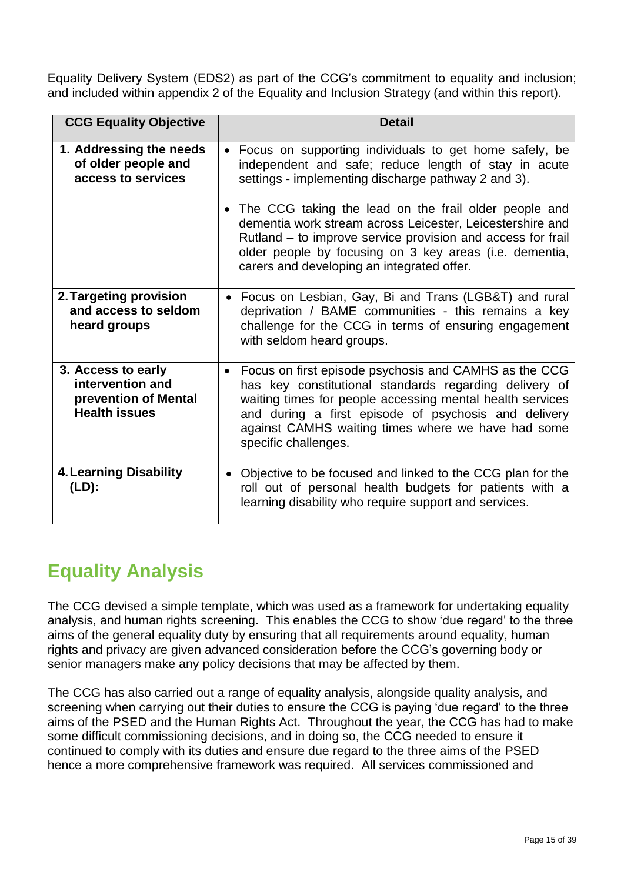Equality Delivery System (EDS2) as part of the CCG's commitment to equality and inclusion; and included within appendix 2 of the Equality and Inclusion Strategy (and within this report).

| CCG Equality Objective | Detail |
|---|---|
| **1. Addressing the needs of older people and access to services** | • Focus on supporting individuals to get home safely, be independent and safe; reduce length of stay in acute settings - implementing discharge pathway 2 and 3).<br><br>• The CCG taking the lead on the frail older people and dementia work stream across Leicester, Leicestershire and Rutland – to improve service provision and access for frail older people by focusing on 3 key areas (i.e. dementia, carers and developing an integrated offer. |
| **2. Targeting provision and access to seldom heard groups** | • Focus on Lesbian, Gay, Bi and Trans (LGB&T) and rural deprivation / BAME communities - this remains a key challenge for the CCG in terms of ensuring engagement with seldom heard groups. |
| **3. Access to early intervention and prevention of Mental Health issues** | • Focus on first episode psychosis and CAMHS as the CCG has key constitutional standards regarding delivery of waiting times for people accessing mental health services and during a first episode of psychosis and delivery against CAMHS waiting times where we have had some specific challenges. |
| **4. Learning Disability (LD):** | • Objective to be focused and linked to the CCG plan for the roll out of personal health budgets for patients with a learning disability who require support and services. |

## Equality Analysis

The CCG devised a simple template, which was used as a framework for undertaking equality analysis, and human rights screening. This enables the CCG to show 'due regard' to the three aims of the general equality duty by ensuring that all requirements around equality, human rights and privacy are given advanced consideration before the CCG's governing body or senior managers make any policy decisions that may be affected by them.

The CCG has also carried out a range of equality analysis, alongside quality analysis, and screening when carrying out their duties to ensure the CCG is paying 'due regard' to the three aims of the PSED and the Human Rights Act. Throughout the year, the CCG has had to make some difficult commissioning decisions, and in doing so, the CCG needed to ensure it continued to comply with its duties and ensure due regard to the three aims of the PSED hence a more comprehensive framework was required. All services commissioned and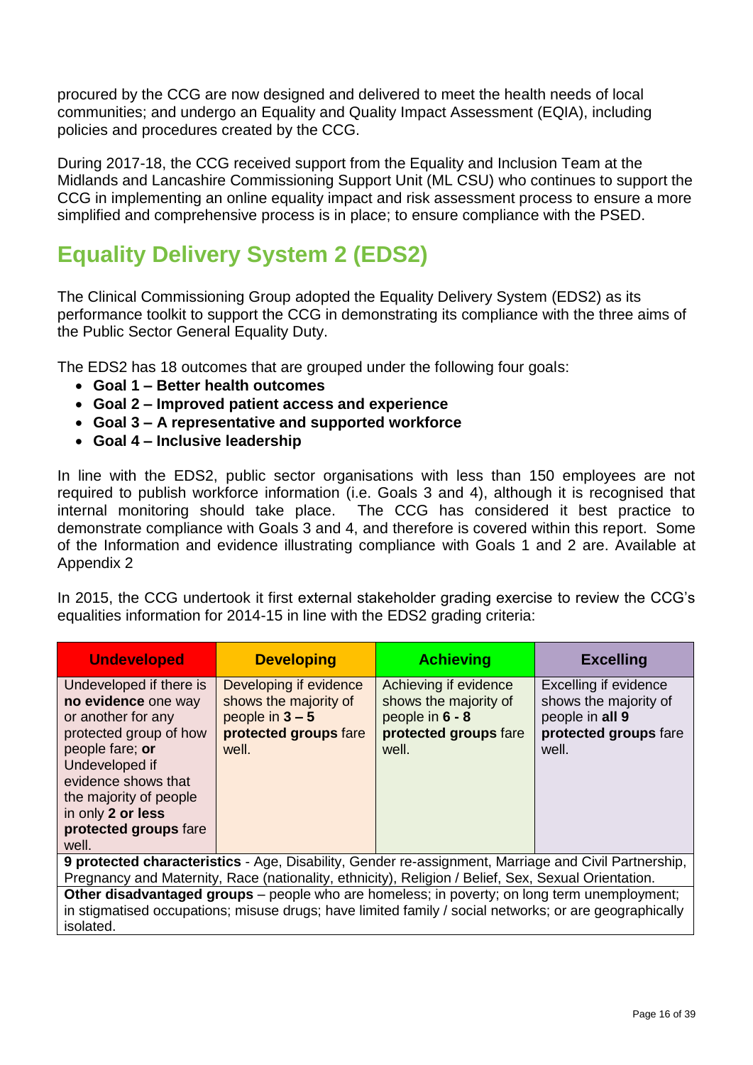procured by the CCG are now designed and delivered to meet the health needs of local communities; and undergo an Equality and Quality Impact Assessment (EQIA), including policies and procedures created by the CCG.

During 2017-18, the CCG received support from the Equality and Inclusion Team at the Midlands and Lancashire Commissioning Support Unit (ML CSU) who continues to support the CCG in implementing an online equality impact and risk assessment process to ensure a more simplified and comprehensive process is in place; to ensure compliance with the PSED.

## Equality Delivery System 2 (EDS2)

The Clinical Commissioning Group adopted the Equality Delivery System (EDS2) as its performance toolkit to support the CCG in demonstrating its compliance with the three aims of the Public Sector General Equality Duty.

The EDS2 has 18 outcomes that are grouped under the following four goals:

- **Goal 1 – Better health outcomes**
- **Goal 2 – Improved patient access and experience**
- **Goal 3 – A representative and supported workforce**
- **Goal 4 – Inclusive leadership**

In line with the EDS2, public sector organisations with less than 150 employees are not required to publish workforce information (i.e. Goals 3 and 4), although it is recognised that internal monitoring should take place. The CCG has considered it best practice to demonstrate compliance with Goals 3 and 4, and therefore is covered within this report. Some of the Information and evidence illustrating compliance with Goals 1 and 2 are. Available at Appendix 2

In 2015, the CCG undertook it first external stakeholder grading exercise to review the CCG's equalities information for 2014-15 in line with the EDS2 grading criteria:

| Undeveloped | Developing | Achieving | Excelling |
|---|---|---|---|
| Undeveloped if there is **no evidence** one way or another for any protected group of how people fare; **or** Undeveloped if evidence shows that the majority of people in only **2 or less protected groups** fare well. | Developing if evidence shows the majority of people in **3 – 5 protected groups** fare well. | Achieving if evidence shows the majority of people in **6 - 8 protected groups** fare well. | Excelling if evidence shows the majority of people in **all 9 protected groups** fare well. |
| **9 protected characteristics** - Age, Disability, Gender re-assignment, Marriage and Civil Partnership, Pregnancy and Maternity, Race (nationality, ethnicity), Religion / Belief, Sex, Sexual Orientation. | | | |
| **Other disadvantaged groups** – people who are homeless; in poverty; on long term unemployment; in stigmatised occupations; misuse drugs; have limited family / social networks; or are geographically isolated. | | | |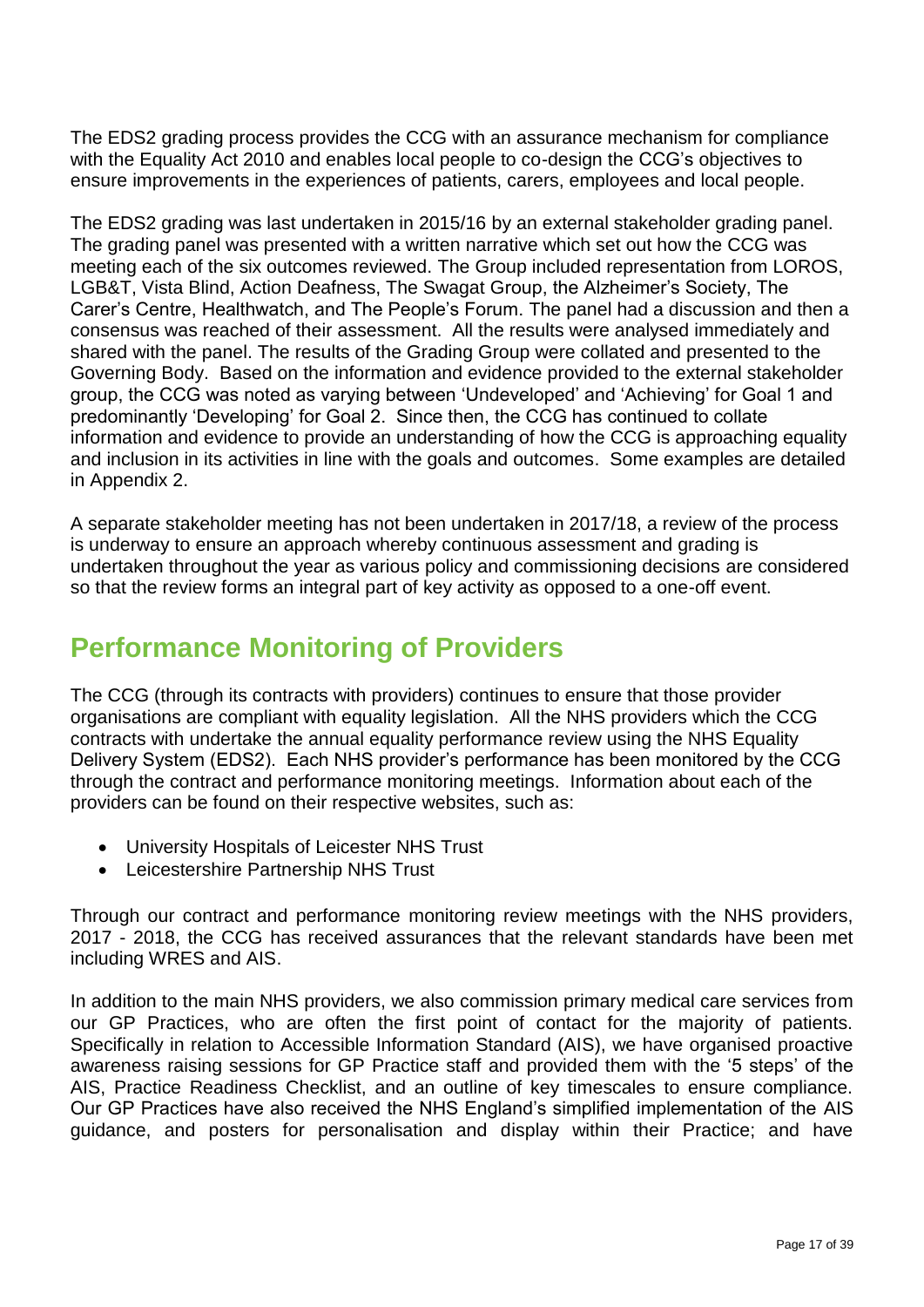The EDS2 grading process provides the CCG with an assurance mechanism for compliance with the Equality Act 2010 and enables local people to co-design the CCG's objectives to ensure improvements in the experiences of patients, carers, employees and local people.

The EDS2 grading was last undertaken in 2015/16 by an external stakeholder grading panel. The grading panel was presented with a written narrative which set out how the CCG was meeting each of the six outcomes reviewed. The Group included representation from LOROS, LGB&T, Vista Blind, Action Deafness, The Swagat Group, the Alzheimer's Society, The Carer's Centre, Healthwatch, and The People's Forum. The panel had a discussion and then a consensus was reached of their assessment. All the results were analysed immediately and shared with the panel. The results of the Grading Group were collated and presented to the Governing Body. Based on the information and evidence provided to the external stakeholder group, the CCG was noted as varying between 'Undeveloped' and 'Achieving' for Goal 1 and predominantly 'Developing' for Goal 2. Since then, the CCG has continued to collate information and evidence to provide an understanding of how the CCG is approaching equality and inclusion in its activities in line with the goals and outcomes. Some examples are detailed in Appendix 2.

A separate stakeholder meeting has not been undertaken in 2017/18, a review of the process is underway to ensure an approach whereby continuous assessment and grading is undertaken throughout the year as various policy and commissioning decisions are considered so that the review forms an integral part of key activity as opposed to a one-off event.

## Performance Monitoring of Providers

The CCG (through its contracts with providers) continues to ensure that those provider organisations are compliant with equality legislation. All the NHS providers which the CCG contracts with undertake the annual equality performance review using the NHS Equality Delivery System (EDS2). Each NHS provider's performance has been monitored by the CCG through the contract and performance monitoring meetings. Information about each of the providers can be found on their respective websites, such as:

- University Hospitals of Leicester NHS Trust
- Leicestershire Partnership NHS Trust

Through our contract and performance monitoring review meetings with the NHS providers, 2017 - 2018, the CCG has received assurances that the relevant standards have been met including WRES and AIS.

In addition to the main NHS providers, we also commission primary medical care services from our GP Practices, who are often the first point of contact for the majority of patients. Specifically in relation to Accessible Information Standard (AIS), we have organised proactive awareness raising sessions for GP Practice staff and provided them with the '5 steps' of the AIS, Practice Readiness Checklist, and an outline of key timescales to ensure compliance. Our GP Practices have also received the NHS England's simplified implementation of the AIS guidance, and posters for personalisation and display within their Practice; and have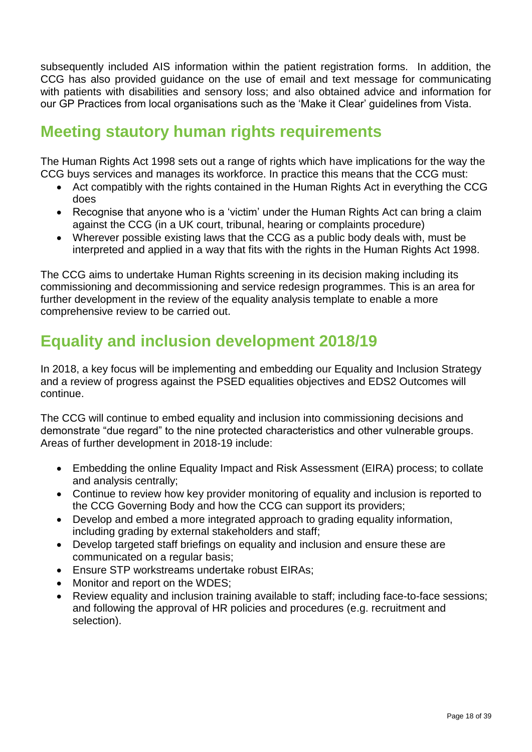subsequently included AIS information within the patient registration forms. In addition, the CCG has also provided guidance on the use of email and text message for communicating with patients with disabilities and sensory loss; and also obtained advice and information for our GP Practices from local organisations such as the 'Make it Clear' guidelines from Vista.

## Meeting stautory human rights requirements

The Human Rights Act 1998 sets out a range of rights which have implications for the way the CCG buys services and manages its workforce. In practice this means that the CCG must:

- Act compatibly with the rights contained in the Human Rights Act in everything the CCG does
- Recognise that anyone who is a 'victim' under the Human Rights Act can bring a claim against the CCG (in a UK court, tribunal, hearing or complaints procedure)
- Wherever possible existing laws that the CCG as a public body deals with, must be interpreted and applied in a way that fits with the rights in the Human Rights Act 1998.

The CCG aims to undertake Human Rights screening in its decision making including its commissioning and decommissioning and service redesign programmes. This is an area for further development in the review of the equality analysis template to enable a more comprehensive review to be carried out.

## Equality and inclusion development 2018/19

In 2018, a key focus will be implementing and embedding our Equality and Inclusion Strategy and a review of progress against the PSED equalities objectives and EDS2 Outcomes will continue.

The CCG will continue to embed equality and inclusion into commissioning decisions and demonstrate "due regard" to the nine protected characteristics and other vulnerable groups. Areas of further development in 2018-19 include:

- Embedding the online Equality Impact and Risk Assessment (EIRA) process; to collate and analysis centrally;
- Continue to review how key provider monitoring of equality and inclusion is reported to the CCG Governing Body and how the CCG can support its providers;
- Develop and embed a more integrated approach to grading equality information, including grading by external stakeholders and staff;
- Develop targeted staff briefings on equality and inclusion and ensure these are communicated on a regular basis;
- Ensure STP workstreams undertake robust EIRAs;
- Monitor and report on the WDES;
- Review equality and inclusion training available to staff; including face-to-face sessions; and following the approval of HR policies and procedures (e.g. recruitment and selection).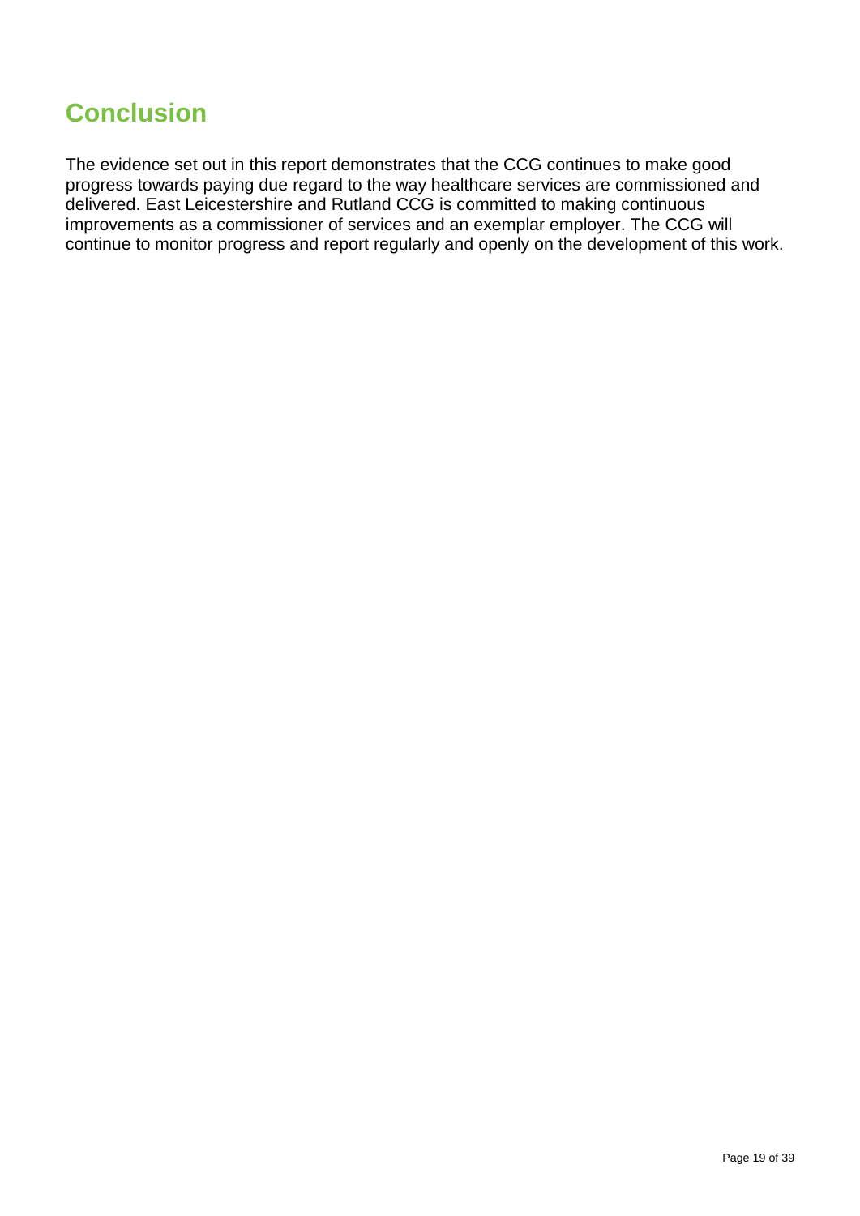# Conclusion

The evidence set out in this report demonstrates that the CCG continues to make good progress towards paying due regard to the way healthcare services are commissioned and delivered. East Leicestershire and Rutland CCG is committed to making continuous improvements as a commissioner of services and an exemplar employer. The CCG will continue to monitor progress and report regularly and openly on the development of this work.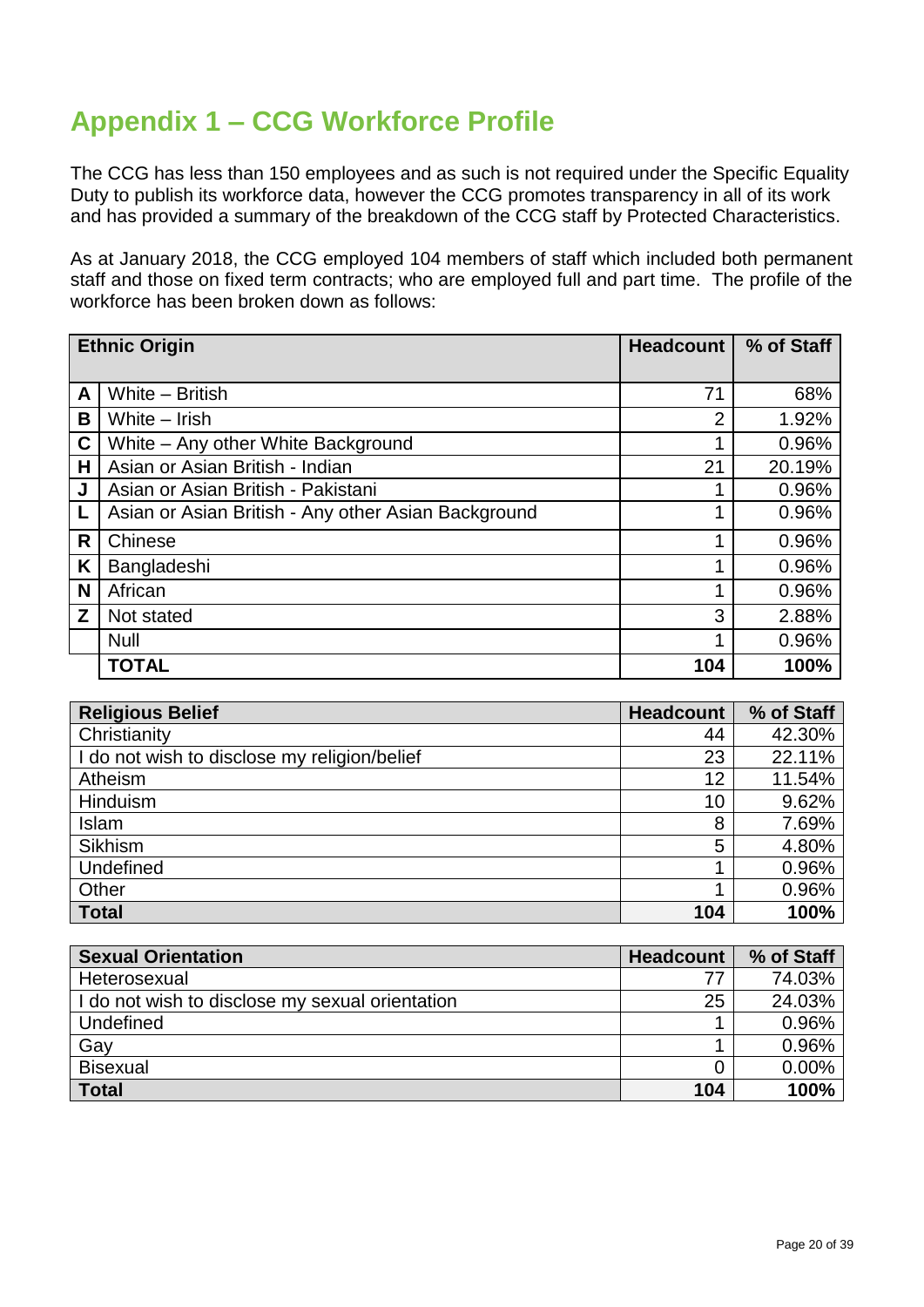# Appendix 1 – CCG Workforce Profile

The CCG has less than 150 employees and as such is not required under the Specific Equality Duty to publish its workforce data, however the CCG promotes transparency in all of its work and has provided a summary of the breakdown of the CCG staff by Protected Characteristics.

As at January 2018, the CCG employed 104 members of staff which included both permanent staff and those on fixed term contracts; who are employed full and part time. The profile of the workforce has been broken down as follows:

| Ethnic Origin | | Headcount | % of Staff |
|---|---|---|---|
| A | White – British | 71 | 68% |
| B | White – Irish | 2 | 1.92% |
| C | White – Any other White Background | 1 | 0.96% |
| H | Asian or Asian British - Indian | 21 | 20.19% |
| J | Asian or Asian British - Pakistani | 1 | 0.96% |
| L | Asian or Asian British - Any other Asian Background | 1 | 0.96% |
| R | Chinese | 1 | 0.96% |
| K | Bangladeshi | 1 | 0.96% |
| N | African | 1 | 0.96% |
| Z | Not stated | 3 | 2.88% |
| | Null | 1 | 0.96% |
| | **TOTAL** | **104** | **100%** |

| Religious Belief | Headcount | % of Staff |
|---|---|---|
| Christianity | 44 | 42.30% |
| I do not wish to disclose my religion/belief | 23 | 22.11% |
| Atheism | 12 | 11.54% |
| Hinduism | 10 | 9.62% |
| Islam | 8 | 7.69% |
| Sikhism | 5 | 4.80% |
| Undefined | 1 | 0.96% |
| Other | 1 | 0.96% |
| **Total** | **104** | **100%** |

| Sexual Orientation | Headcount | % of Staff |
|---|---|---|
| Heterosexual | 77 | 74.03% |
| I do not wish to disclose my sexual orientation | 25 | 24.03% |
| Undefined | 1 | 0.96% |
| Gay | 1 | 0.96% |
| Bisexual | 0 | 0.00% |
| **Total** | **104** | **100%** |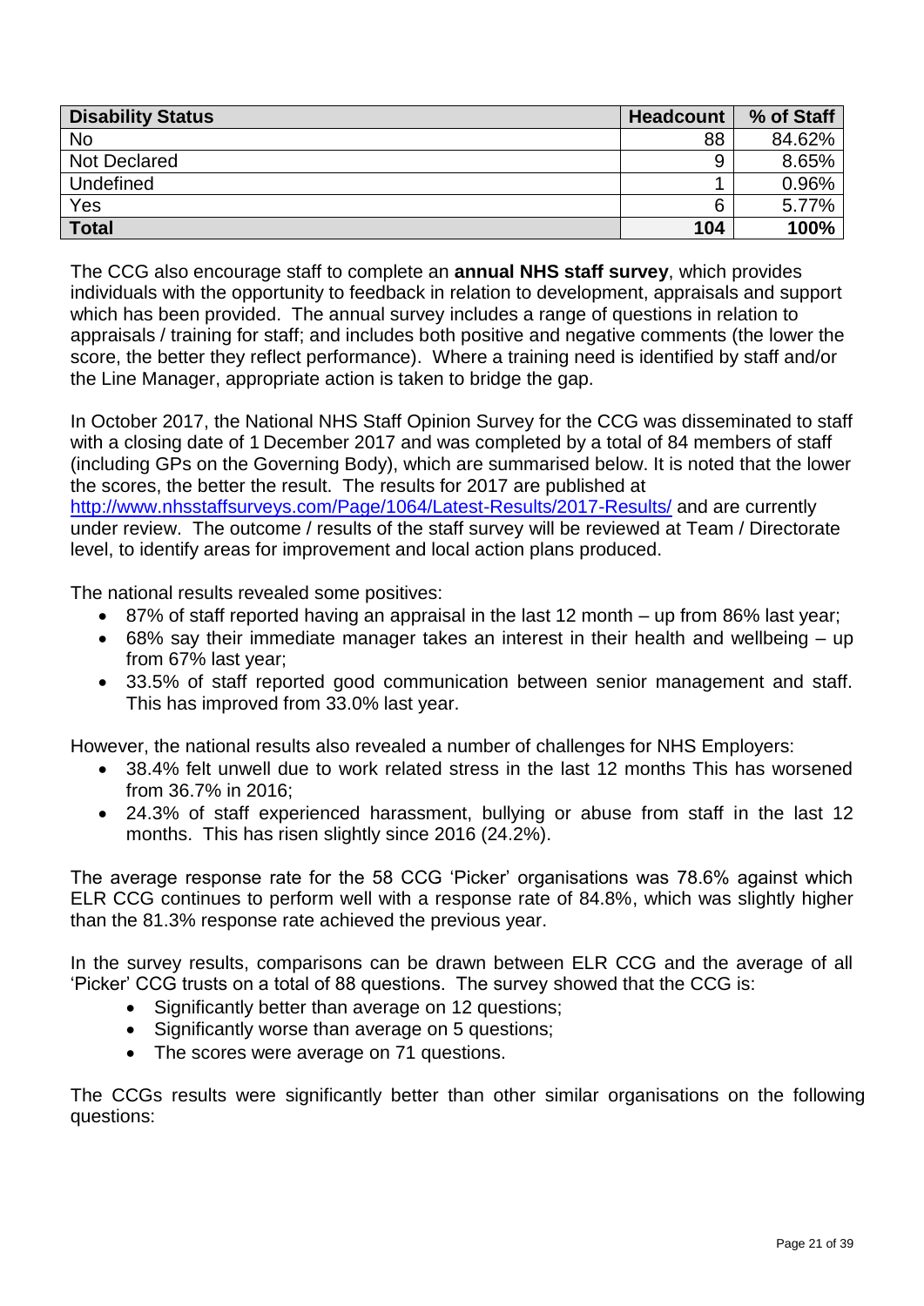| Disability Status | Headcount | % of Staff |
|---|---|---|
| No | 88 | 84.62% |
| Not Declared | 9 | 8.65% |
| Undefined | 1 | 0.96% |
| Yes | 6 | 5.77% |
| **Total** | **104** | **100%** |

The CCG also encourage staff to complete an **annual NHS staff survey**, which provides individuals with the opportunity to feedback in relation to development, appraisals and support which has been provided. The annual survey includes a range of questions in relation to appraisals / training for staff; and includes both positive and negative comments (the lower the score, the better they reflect performance). Where a training need is identified by staff and/or the Line Manager, appropriate action is taken to bridge the gap.

In October 2017, the National NHS Staff Opinion Survey for the CCG was disseminated to staff with a closing date of 1 December 2017 and was completed by a total of 84 members of staff (including GPs on the Governing Body), which are summarised below. It is noted that the lower the scores, the better the result. The results for 2017 are published at http://www.nhsstaffsurveys.com/Page/1064/Latest-Results/2017-Results/ and are currently under review. The outcome / results of the staff survey will be reviewed at Team / Directorate level, to identify areas for improvement and local action plans produced.

The national results revealed some positives:

- 87% of staff reported having an appraisal in the last 12 month – up from 86% last year;
- 68% say their immediate manager takes an interest in their health and wellbeing – up from 67% last year;
- 33.5% of staff reported good communication between senior management and staff. This has improved from 33.0% last year.

However, the national results also revealed a number of challenges for NHS Employers:

- 38.4% felt unwell due to work related stress in the last 12 months This has worsened from 36.7% in 2016;
- 24.3% of staff experienced harassment, bullying or abuse from staff in the last 12 months. This has risen slightly since 2016 (24.2%).

The average response rate for the 58 CCG 'Picker' organisations was 78.6% against which ELR CCG continues to perform well with a response rate of 84.8%, which was slightly higher than the 81.3% response rate achieved the previous year.

In the survey results, comparisons can be drawn between ELR CCG and the average of all 'Picker' CCG trusts on a total of 88 questions. The survey showed that the CCG is:

- Significantly better than average on 12 questions;
- Significantly worse than average on 5 questions;
- The scores were average on 71 questions.

The CCGs results were significantly better than other similar organisations on the following questions: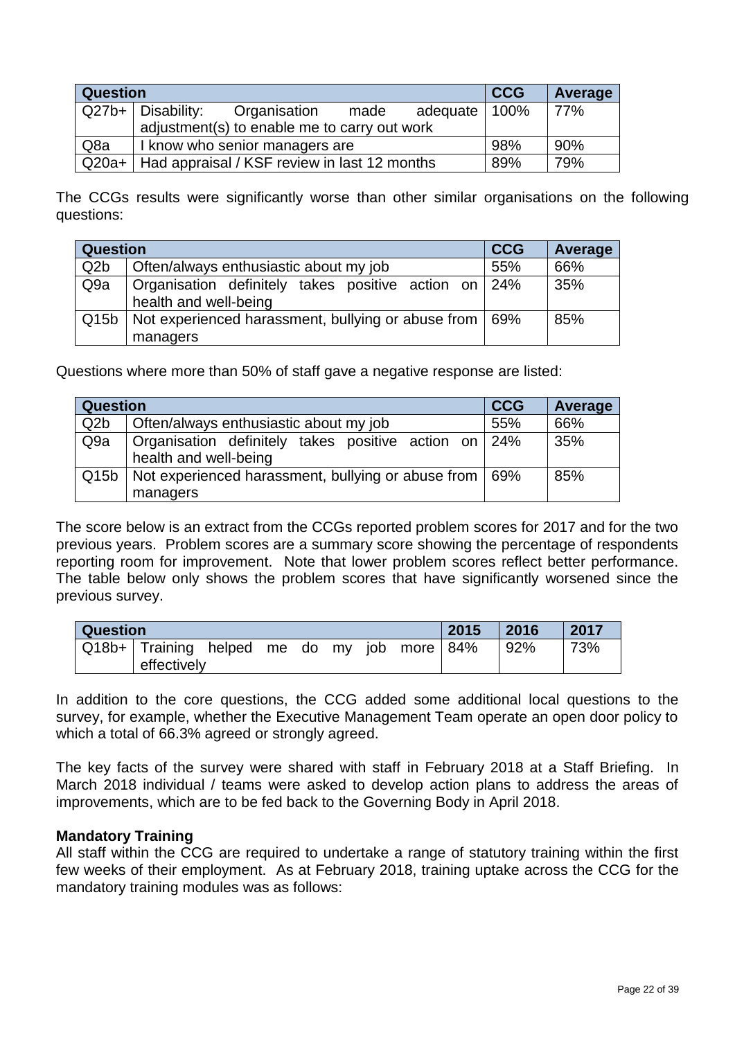| Question | | CCG | Average |
|---|---|---|---|
| Q27b+ | Disability: Organisation made adequate adjustment(s) to enable me to carry out work | 100% | 77% |
| Q8a | I know who senior managers are | 98% | 90% |
| Q20a+ | Had appraisal / KSF review in last 12 months | 89% | 79% |

The CCGs results were significantly worse than other similar organisations on the following questions:

| Question | | CCG | Average |
|---|---|---|---|
| Q2b | Often/always enthusiastic about my job | 55% | 66% |
| Q9a | Organisation definitely takes positive action on health and well-being | 24% | 35% |
| Q15b | Not experienced harassment, bullying or abuse from managers | 69% | 85% |

Questions where more than 50% of staff gave a negative response are listed:

| Question | | CCG | Average |
|---|---|---|---|
| Q2b | Often/always enthusiastic about my job | 55% | 66% |
| Q9a | Organisation definitely takes positive action on health and well-being | 24% | 35% |
| Q15b | Not experienced harassment, bullying or abuse from managers | 69% | 85% |

The score below is an extract from the CCGs reported problem scores for 2017 and for the two previous years. Problem scores are a summary score showing the percentage of respondents reporting room for improvement. Note that lower problem scores reflect better performance. The table below only shows the problem scores that have significantly worsened since the previous survey.

| Question | | 2015 | 2016 | 2017 |
|---|---|---|---|---|
| Q18b+ | Training helped me do my job more effectively | 84% | 92% | 73% |

In addition to the core questions, the CCG added some additional local questions to the survey, for example, whether the Executive Management Team operate an open door policy to which a total of 66.3% agreed or strongly agreed.

The key facts of the survey were shared with staff in February 2018 at a Staff Briefing. In March 2018 individual / teams were asked to develop action plans to address the areas of improvements, which are to be fed back to the Governing Body in April 2018.

**Mandatory Training**

All staff within the CCG are required to undertake a range of statutory training within the first few weeks of their employment. As at February 2018, training uptake across the CCG for the mandatory training modules was as follows: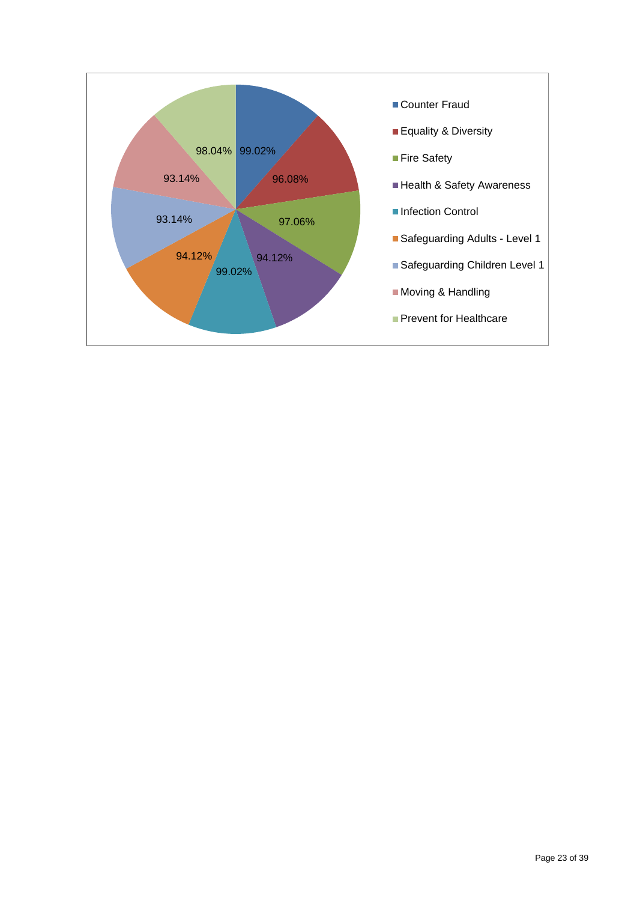| Course | Compliance |
| --- | --- |
| Counter Fraud | 99.02% |
| Equality & Diversity | 96.08% |
| Fire Safety | 97.06% |
| Health & Safety Awareness | 94.12% |
| Infection Control | 99.02% |
| Safeguarding Adults - Level 1 | 94.12% |
| Safeguarding Children Level 1 | 93.14% |
| Moving & Handling | 93.14% |
| Prevent for Healthcare | 98.04% |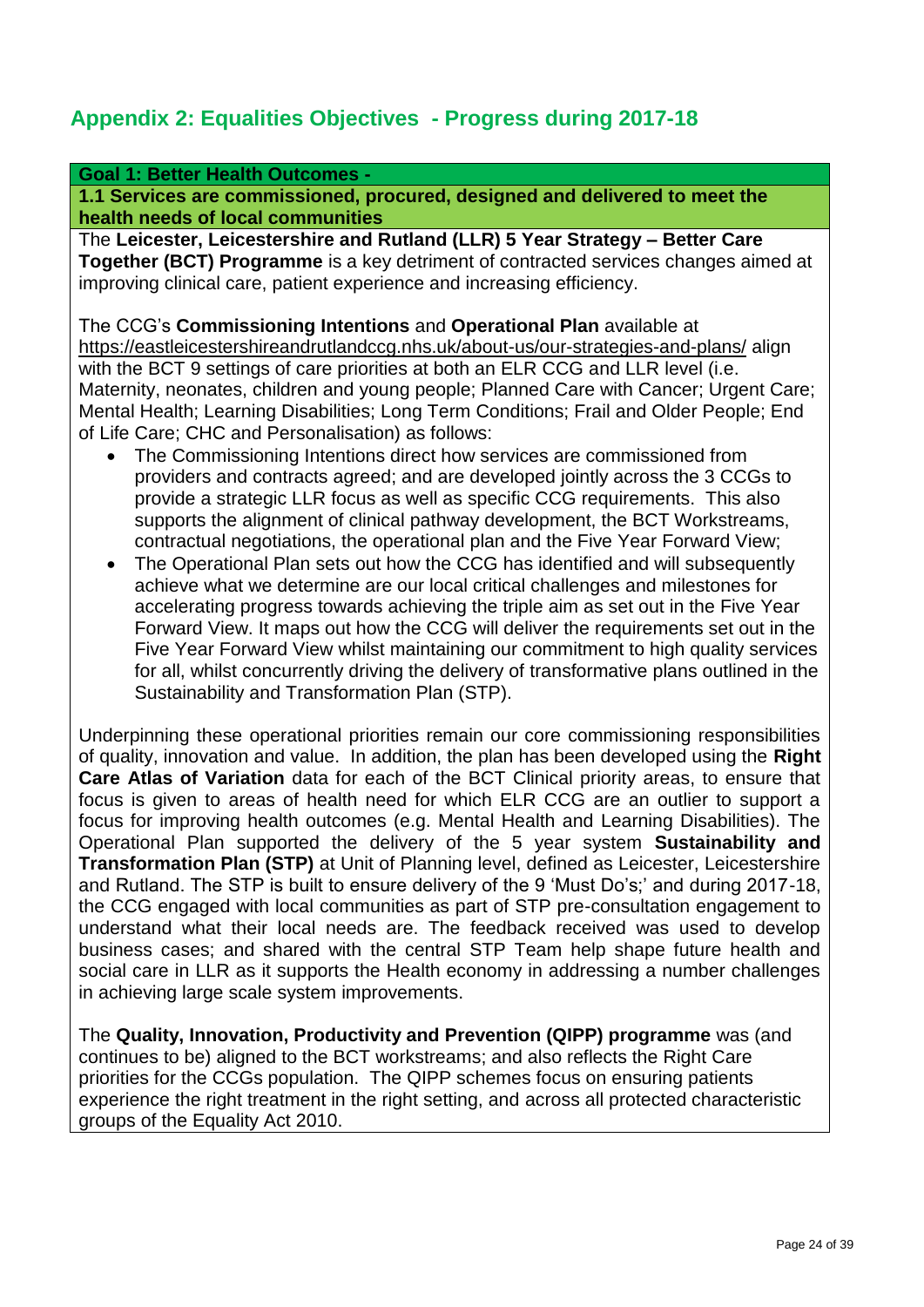## Appendix 2: Equalities Objectives - Progress during 2017-18

**Goal 1: Better Health Outcomes -**

**1.1 Services are commissioned, procured, designed and delivered to meet the health needs of local communities**

The **Leicester, Leicestershire and Rutland (LLR) 5 Year Strategy – Better Care Together (BCT) Programme** is a key detriment of contracted services changes aimed at improving clinical care, patient experience and increasing efficiency.

The CCG's **Commissioning Intentions** and **Operational Plan** available at https://eastleicestershireandrutlandccg.nhs.uk/about-us/our-strategies-and-plans/ align with the BCT 9 settings of care priorities at both an ELR CCG and LLR level (i.e. Maternity, neonates, children and young people; Planned Care with Cancer; Urgent Care; Mental Health; Learning Disabilities; Long Term Conditions; Frail and Older People; End of Life Care; CHC and Personalisation) as follows:

- The Commissioning Intentions direct how services are commissioned from providers and contracts agreed; and are developed jointly across the 3 CCGs to provide a strategic LLR focus as well as specific CCG requirements. This also supports the alignment of clinical pathway development, the BCT Workstreams, contractual negotiations, the operational plan and the Five Year Forward View;
- The Operational Plan sets out how the CCG has identified and will subsequently achieve what we determine are our local critical challenges and milestones for accelerating progress towards achieving the triple aim as set out in the Five Year Forward View. It maps out how the CCG will deliver the requirements set out in the Five Year Forward View whilst maintaining our commitment to high quality services for all, whilst concurrently driving the delivery of transformative plans outlined in the Sustainability and Transformation Plan (STP).

Underpinning these operational priorities remain our core commissioning responsibilities of quality, innovation and value. In addition, the plan has been developed using the **Right Care Atlas of Variation** data for each of the BCT Clinical priority areas, to ensure that focus is given to areas of health need for which ELR CCG are an outlier to support a focus for improving health outcomes (e.g. Mental Health and Learning Disabilities). The Operational Plan supported the delivery of the 5 year system **Sustainability and Transformation Plan (STP)** at Unit of Planning level, defined as Leicester, Leicestershire and Rutland. The STP is built to ensure delivery of the 9 'Must Do's;' and during 2017-18, the CCG engaged with local communities as part of STP pre-consultation engagement to understand what their local needs are. The feedback received was used to develop business cases; and shared with the central STP Team help shape future health and social care in LLR as it supports the Health economy in addressing a number challenges in achieving large scale system improvements.

The **Quality, Innovation, Productivity and Prevention (QIPP) programme** was (and continues to be) aligned to the BCT workstreams; and also reflects the Right Care priorities for the CCGs population. The QIPP schemes focus on ensuring patients experience the right treatment in the right setting, and across all protected characteristic groups of the Equality Act 2010.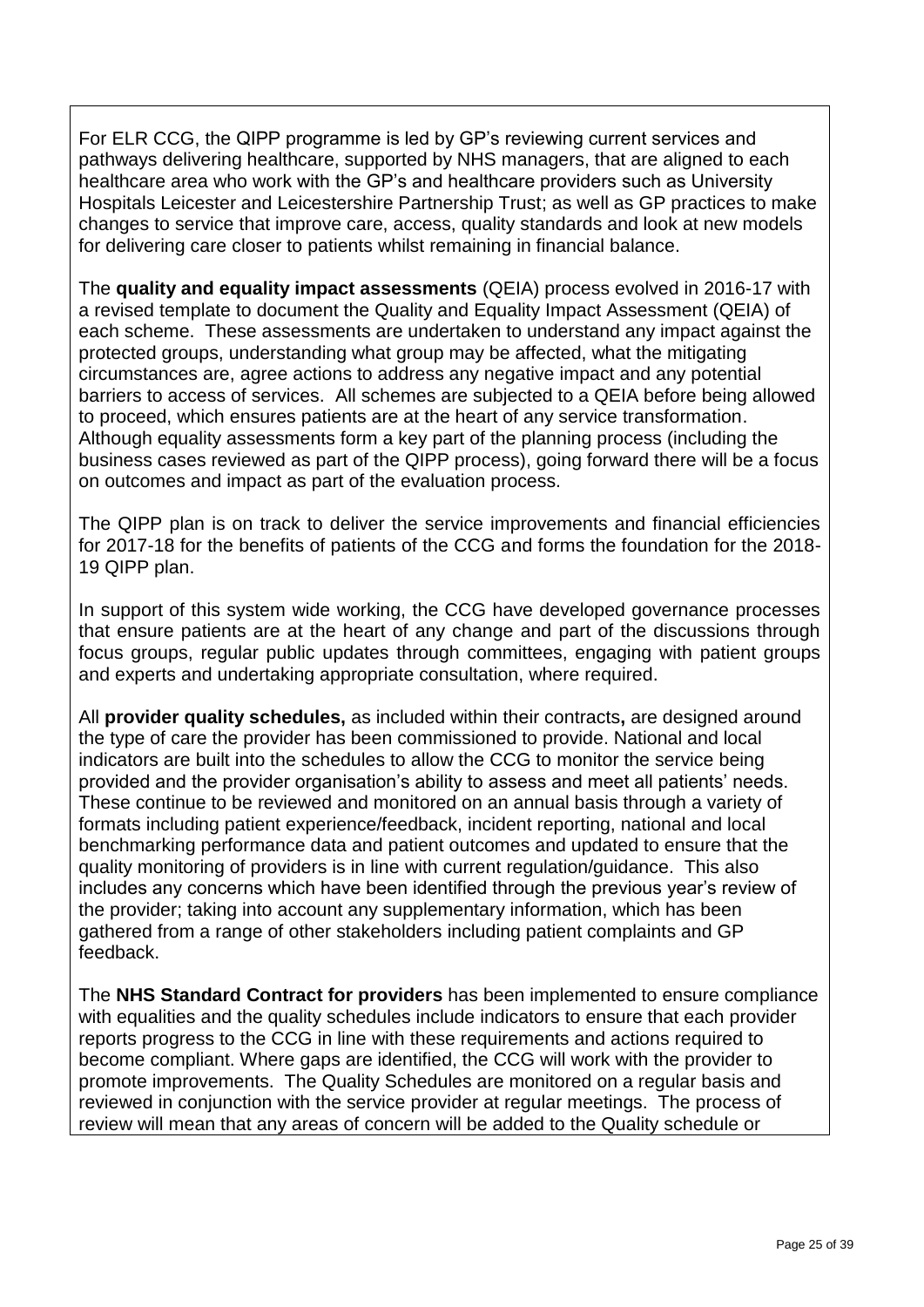For ELR CCG, the QIPP programme is led by GP's reviewing current services and pathways delivering healthcare, supported by NHS managers, that are aligned to each healthcare area who work with the GP's and healthcare providers such as University Hospitals Leicester and Leicestershire Partnership Trust; as well as GP practices to make changes to service that improve care, access, quality standards and look at new models for delivering care closer to patients whilst remaining in financial balance.

The **quality and equality impact assessments** (QEIA) process evolved in 2016-17 with a revised template to document the Quality and Equality Impact Assessment (QEIA) of each scheme. These assessments are undertaken to understand any impact against the protected groups, understanding what group may be affected, what the mitigating circumstances are, agree actions to address any negative impact and any potential barriers to access of services. All schemes are subjected to a QEIA before being allowed to proceed, which ensures patients are at the heart of any service transformation. Although equality assessments form a key part of the planning process (including the business cases reviewed as part of the QIPP process), going forward there will be a focus on outcomes and impact as part of the evaluation process.

The QIPP plan is on track to deliver the service improvements and financial efficiencies for 2017-18 for the benefits of patients of the CCG and forms the foundation for the 2018-19 QIPP plan.

In support of this system wide working, the CCG have developed governance processes that ensure patients are at the heart of any change and part of the discussions through focus groups, regular public updates through committees, engaging with patient groups and experts and undertaking appropriate consultation, where required.

All **provider quality schedules,** as included within their contracts**,** are designed around the type of care the provider has been commissioned to provide. National and local indicators are built into the schedules to allow the CCG to monitor the service being provided and the provider organisation's ability to assess and meet all patients' needs. These continue to be reviewed and monitored on an annual basis through a variety of formats including patient experience/feedback, incident reporting, national and local benchmarking performance data and patient outcomes and updated to ensure that the quality monitoring of providers is in line with current regulation/guidance. This also includes any concerns which have been identified through the previous year's review of the provider; taking into account any supplementary information, which has been gathered from a range of other stakeholders including patient complaints and GP feedback.

The **NHS Standard Contract for providers** has been implemented to ensure compliance with equalities and the quality schedules include indicators to ensure that each provider reports progress to the CCG in line with these requirements and actions required to become compliant. Where gaps are identified, the CCG will work with the provider to promote improvements. The Quality Schedules are monitored on a regular basis and reviewed in conjunction with the service provider at regular meetings. The process of review will mean that any areas of concern will be added to the Quality schedule or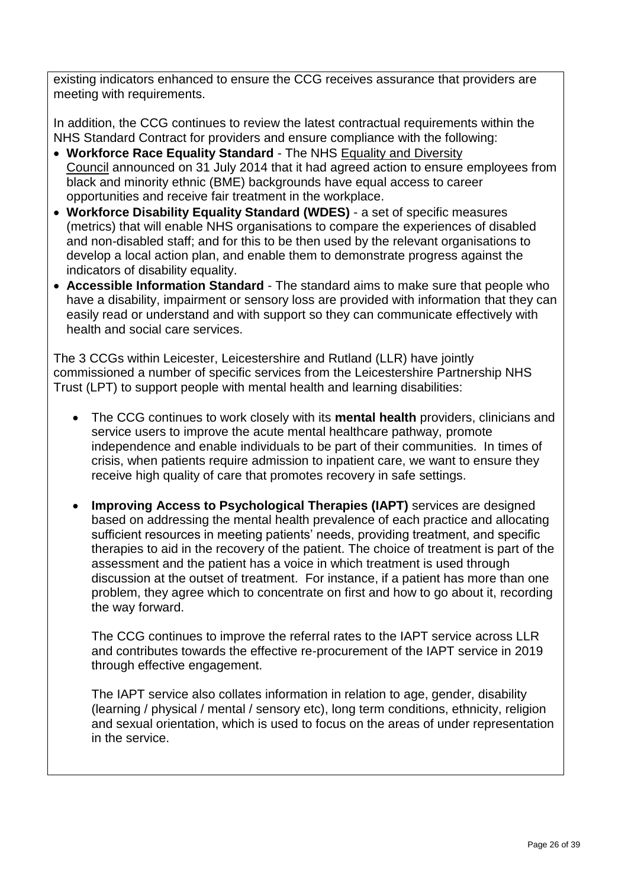existing indicators enhanced to ensure the CCG receives assurance that providers are meeting with requirements.

In addition, the CCG continues to review the latest contractual requirements within the NHS Standard Contract for providers and ensure compliance with the following:

- **Workforce Race Equality Standard** - The NHS Equality and Diversity Council announced on 31 July 2014 that it had agreed action to ensure employees from black and minority ethnic (BME) backgrounds have equal access to career opportunities and receive fair treatment in the workplace.
- **Workforce Disability Equality Standard (WDES)** - a set of specific measures (metrics) that will enable NHS organisations to compare the experiences of disabled and non-disabled staff; and for this to be then used by the relevant organisations to develop a local action plan, and enable them to demonstrate progress against the indicators of disability equality.
- **Accessible Information Standard** - The standard aims to make sure that people who have a disability, impairment or sensory loss are provided with information that they can easily read or understand and with support so they can communicate effectively with health and social care services.

The 3 CCGs within Leicester, Leicestershire and Rutland (LLR) have jointly commissioned a number of specific services from the Leicestershire Partnership NHS Trust (LPT) to support people with mental health and learning disabilities:

- The CCG continues to work closely with its **mental health** providers, clinicians and service users to improve the acute mental healthcare pathway, promote independence and enable individuals to be part of their communities. In times of crisis, when patients require admission to inpatient care, we want to ensure they receive high quality of care that promotes recovery in safe settings.

- **Improving Access to Psychological Therapies (IAPT)** services are designed based on addressing the mental health prevalence of each practice and allocating sufficient resources in meeting patients' needs, providing treatment, and specific therapies to aid in the recovery of the patient. The choice of treatment is part of the assessment and the patient has a voice in which treatment is used through discussion at the outset of treatment. For instance, if a patient has more than one problem, they agree which to concentrate on first and how to go about it, recording the way forward.

  The CCG continues to improve the referral rates to the IAPT service across LLR and contributes towards the effective re-procurement of the IAPT service in 2019 through effective engagement.

  The IAPT service also collates information in relation to age, gender, disability (learning / physical / mental / sensory etc), long term conditions, ethnicity, religion and sexual orientation, which is used to focus on the areas of under representation in the service.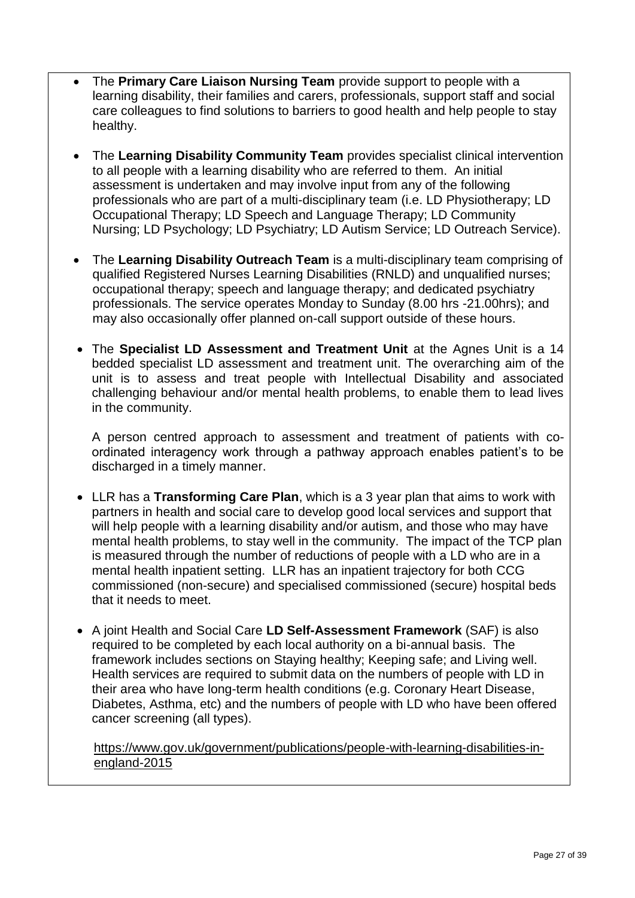- The **Primary Care Liaison Nursing Team** provide support to people with a learning disability, their families and carers, professionals, support staff and social care colleagues to find solutions to barriers to good health and help people to stay healthy.

- The **Learning Disability Community Team** provides specialist clinical intervention to all people with a learning disability who are referred to them. An initial assessment is undertaken and may involve input from any of the following professionals who are part of a multi-disciplinary team (i.e. LD Physiotherapy; LD Occupational Therapy; LD Speech and Language Therapy; LD Community Nursing; LD Psychology; LD Psychiatry; LD Autism Service; LD Outreach Service).

- The **Learning Disability Outreach Team** is a multi-disciplinary team comprising of qualified Registered Nurses Learning Disabilities (RNLD) and unqualified nurses; occupational therapy; speech and language therapy; and dedicated psychiatry professionals. The service operates Monday to Sunday (8.00 hrs -21.00hrs); and may also occasionally offer planned on-call support outside of these hours.

- The **Specialist LD Assessment and Treatment Unit** at the Agnes Unit is a 14 bedded specialist LD assessment and treatment unit. The overarching aim of the unit is to assess and treat people with Intellectual Disability and associated challenging behaviour and/or mental health problems, to enable them to lead lives in the community.

  A person centred approach to assessment and treatment of patients with co-ordinated interagency work through a pathway approach enables patient's to be discharged in a timely manner.

- LLR has a **Transforming Care Plan**, which is a 3 year plan that aims to work with partners in health and social care to develop good local services and support that will help people with a learning disability and/or autism, and those who may have mental health problems, to stay well in the community. The impact of the TCP plan is measured through the number of reductions of people with a LD who are in a mental health inpatient setting. LLR has an inpatient trajectory for both CCG commissioned (non-secure) and specialised commissioned (secure) hospital beds that it needs to meet.

- A joint Health and Social Care **LD Self-Assessment Framework** (SAF) is also required to be completed by each local authority on a bi-annual basis. The framework includes sections on Staying healthy; Keeping safe; and Living well. Health services are required to submit data on the numbers of people with LD in their area who have long-term health conditions (e.g. Coronary Heart Disease, Diabetes, Asthma, etc) and the numbers of people with LD who have been offered cancer screening (all types).

  https://www.gov.uk/government/publications/people-with-learning-disabilities-in-england-2015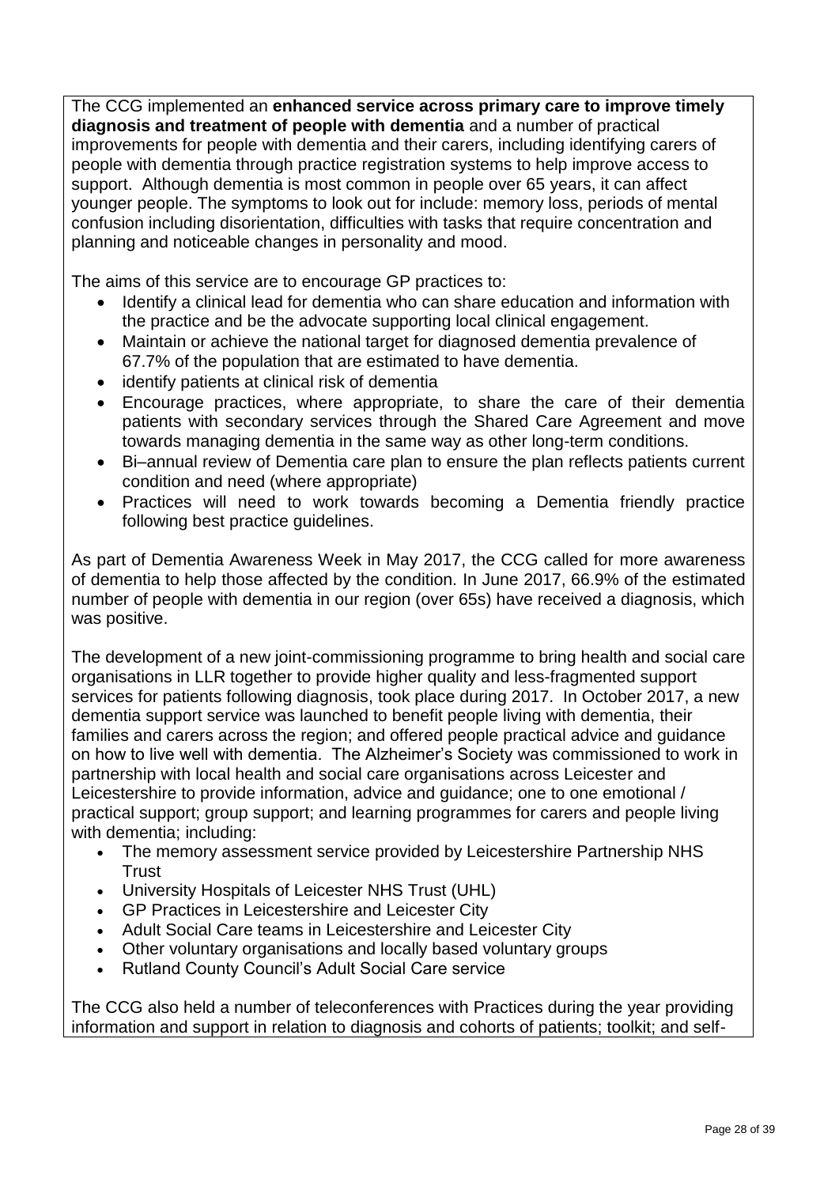The CCG implemented an **enhanced service across primary care to improve timely diagnosis and treatment of people with dementia** and a number of practical improvements for people with dementia and their carers, including identifying carers of people with dementia through practice registration systems to help improve access to support. Although dementia is most common in people over 65 years, it can affect younger people. The symptoms to look out for include: memory loss, periods of mental confusion including disorientation, difficulties with tasks that require concentration and planning and noticeable changes in personality and mood.

The aims of this service are to encourage GP practices to:

- Identify a clinical lead for dementia who can share education and information with the practice and be the advocate supporting local clinical engagement.
- Maintain or achieve the national target for diagnosed dementia prevalence of 67.7% of the population that are estimated to have dementia.
- identify patients at clinical risk of dementia
- Encourage practices, where appropriate, to share the care of their dementia patients with secondary services through the Shared Care Agreement and move towards managing dementia in the same way as other long-term conditions.
- Bi–annual review of Dementia care plan to ensure the plan reflects patients current condition and need (where appropriate)
- Practices will need to work towards becoming a Dementia friendly practice following best practice guidelines.

As part of Dementia Awareness Week in May 2017, the CCG called for more awareness of dementia to help those affected by the condition. In June 2017, 66.9% of the estimated number of people with dementia in our region (over 65s) have received a diagnosis, which was positive.

The development of a new joint-commissioning programme to bring health and social care organisations in LLR together to provide higher quality and less-fragmented support services for patients following diagnosis, took place during 2017. In October 2017, a new dementia support service was launched to benefit people living with dementia, their families and carers across the region; and offered people practical advice and guidance on how to live well with dementia. The Alzheimer's Society was commissioned to work in partnership with local health and social care organisations across Leicester and Leicestershire to provide information, advice and guidance; one to one emotional / practical support; group support; and learning programmes for carers and people living with dementia; including:

- The memory assessment service provided by Leicestershire Partnership NHS Trust
- University Hospitals of Leicester NHS Trust (UHL)
- GP Practices in Leicestershire and Leicester City
- Adult Social Care teams in Leicestershire and Leicester City
- Other voluntary organisations and locally based voluntary groups
- Rutland County Council's Adult Social Care service

The CCG also held a number of teleconferences with Practices during the year providing information and support in relation to diagnosis and cohorts of patients; toolkit; and self-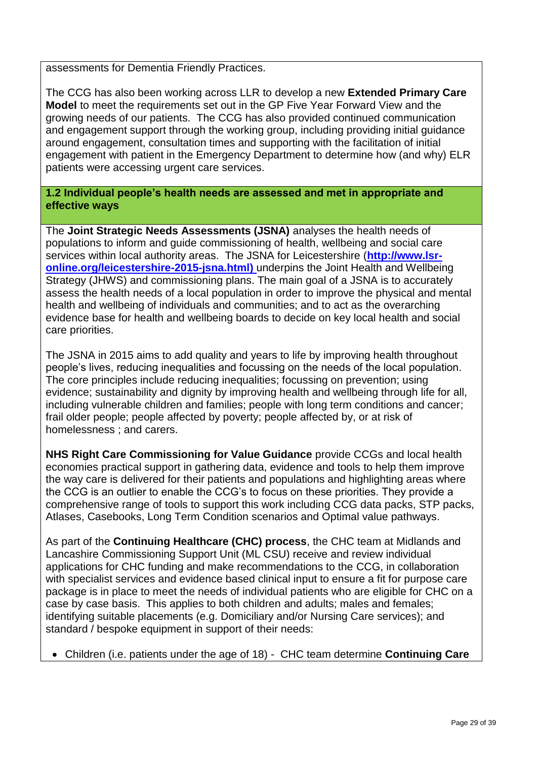assessments for Dementia Friendly Practices.

The CCG has also been working across LLR to develop a new **Extended Primary Care Model** to meet the requirements set out in the GP Five Year Forward View and the growing needs of our patients. The CCG has also provided continued communication and engagement support through the working group, including providing initial guidance around engagement, consultation times and supporting with the facilitation of initial engagement with patient in the Emergency Department to determine how (and why) ELR patients were accessing urgent care services.

### 1.2 Individual people's health needs are assessed and met in appropriate and effective ways

The **Joint Strategic Needs Assessments (JSNA)** analyses the health needs of populations to inform and guide commissioning of health, wellbeing and social care services within local authority areas. The JSNA for Leicestershire (**[http://www.lsr-online.org/leicestershire-2015-jsna.html)](http://www.lsr-online.org/leicestershire-2015-jsna.html)** underpins the Joint Health and Wellbeing Strategy (JHWS) and commissioning plans. The main goal of a JSNA is to accurately assess the health needs of a local population in order to improve the physical and mental health and wellbeing of individuals and communities; and to act as the overarching evidence base for health and wellbeing boards to decide on key local health and social care priorities.

The JSNA in 2015 aims to add quality and years to life by improving health throughout people's lives, reducing inequalities and focussing on the needs of the local population. The core principles include reducing inequalities; focussing on prevention; using evidence; sustainability and dignity by improving health and wellbeing through life for all, including vulnerable children and families; people with long term conditions and cancer; frail older people; people affected by poverty; people affected by, or at risk of homelessness ; and carers.

**NHS Right Care Commissioning for Value Guidance** provide CCGs and local health economies practical support in gathering data, evidence and tools to help them improve the way care is delivered for their patients and populations and highlighting areas where the CCG is an outlier to enable the CCG's to focus on these priorities. They provide a comprehensive range of tools to support this work including CCG data packs, STP packs, Atlases, Casebooks, Long Term Condition scenarios and Optimal value pathways.

As part of the **Continuing Healthcare (CHC) process**, the CHC team at Midlands and Lancashire Commissioning Support Unit (ML CSU) receive and review individual applications for CHC funding and make recommendations to the CCG, in collaboration with specialist services and evidence based clinical input to ensure a fit for purpose care package is in place to meet the needs of individual patients who are eligible for CHC on a case by case basis. This applies to both children and adults; males and females; identifying suitable placements (e.g. Domiciliary and/or Nursing Care services); and standard / bespoke equipment in support of their needs:

- Children (i.e. patients under the age of 18) - CHC team determine **Continuing Care**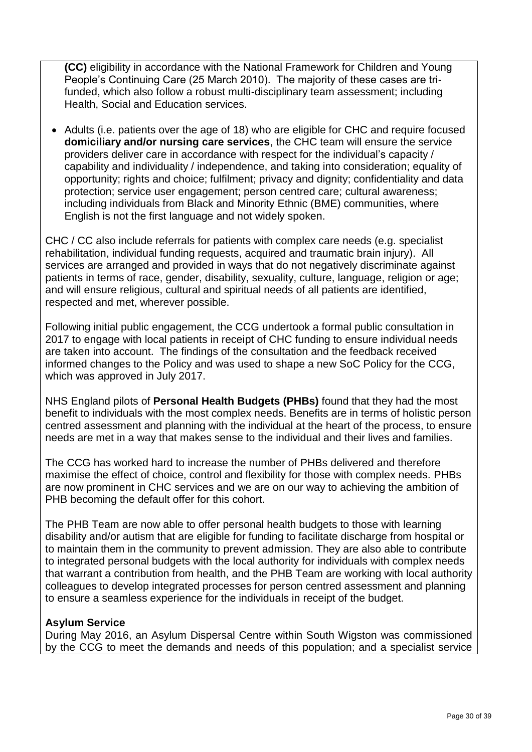**(CC)** eligibility in accordance with the National Framework for Children and Young People's Continuing Care (25 March 2010). The majority of these cases are tri-funded, which also follow a robust multi-disciplinary team assessment; including Health, Social and Education services.

- Adults (i.e. patients over the age of 18) who are eligible for CHC and require focused **domiciliary and/or nursing care services**, the CHC team will ensure the service providers deliver care in accordance with respect for the individual's capacity / capability and individuality / independence, and taking into consideration; equality of opportunity; rights and choice; fulfilment; privacy and dignity; confidentiality and data protection; service user engagement; person centred care; cultural awareness; including individuals from Black and Minority Ethnic (BME) communities, where English is not the first language and not widely spoken.

CHC / CC also include referrals for patients with complex care needs (e.g. specialist rehabilitation, individual funding requests, acquired and traumatic brain injury). All services are arranged and provided in ways that do not negatively discriminate against patients in terms of race, gender, disability, sexuality, culture, language, religion or age; and will ensure religious, cultural and spiritual needs of all patients are identified, respected and met, wherever possible.

Following initial public engagement, the CCG undertook a formal public consultation in 2017 to engage with local patients in receipt of CHC funding to ensure individual needs are taken into account. The findings of the consultation and the feedback received informed changes to the Policy and was used to shape a new SoC Policy for the CCG, which was approved in July 2017.

NHS England pilots of **Personal Health Budgets (PHBs)** found that they had the most benefit to individuals with the most complex needs. Benefits are in terms of holistic person centred assessment and planning with the individual at the heart of the process, to ensure needs are met in a way that makes sense to the individual and their lives and families.

The CCG has worked hard to increase the number of PHBs delivered and therefore maximise the effect of choice, control and flexibility for those with complex needs. PHBs are now prominent in CHC services and we are on our way to achieving the ambition of PHB becoming the default offer for this cohort.

The PHB Team are now able to offer personal health budgets to those with learning disability and/or autism that are eligible for funding to facilitate discharge from hospital or to maintain them in the community to prevent admission. They are also able to contribute to integrated personal budgets with the local authority for individuals with complex needs that warrant a contribution from health, and the PHB Team are working with local authority colleagues to develop integrated processes for person centred assessment and planning to ensure a seamless experience for the individuals in receipt of the budget.

**Asylum Service**

During May 2016, an Asylum Dispersal Centre within South Wigston was commissioned by the CCG to meet the demands and needs of this population; and a specialist service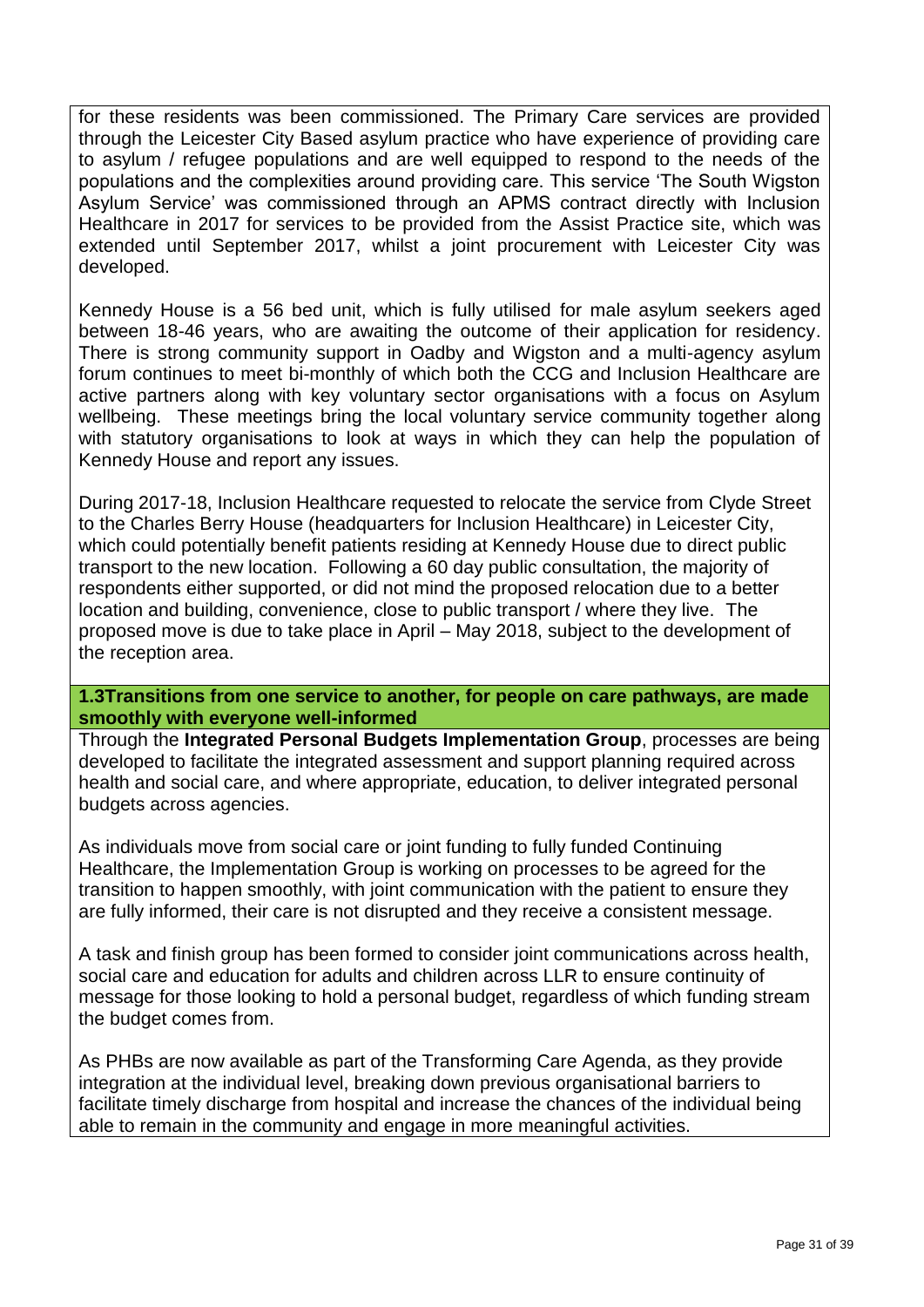for these residents was been commissioned. The Primary Care services are provided through the Leicester City Based asylum practice who have experience of providing care to asylum / refugee populations and are well equipped to respond to the needs of the populations and the complexities around providing care. This service 'The South Wigston Asylum Service' was commissioned through an APMS contract directly with Inclusion Healthcare in 2017 for services to be provided from the Assist Practice site, which was extended until September 2017, whilst a joint procurement with Leicester City was developed.

Kennedy House is a 56 bed unit, which is fully utilised for male asylum seekers aged between 18-46 years, who are awaiting the outcome of their application for residency. There is strong community support in Oadby and Wigston and a multi-agency asylum forum continues to meet bi-monthly of which both the CCG and Inclusion Healthcare are active partners along with key voluntary sector organisations with a focus on Asylum wellbeing. These meetings bring the local voluntary service community together along with statutory organisations to look at ways in which they can help the population of Kennedy House and report any issues.

During 2017-18, Inclusion Healthcare requested to relocate the service from Clyde Street to the Charles Berry House (headquarters for Inclusion Healthcare) in Leicester City, which could potentially benefit patients residing at Kennedy House due to direct public transport to the new location. Following a 60 day public consultation, the majority of respondents either supported, or did not mind the proposed relocation due to a better location and building, convenience, close to public transport / where they live. The proposed move is due to take place in April – May 2018, subject to the development of the reception area.

**1.3Transitions from one service to another, for people on care pathways, are made smoothly with everyone well-informed**

Through the **Integrated Personal Budgets Implementation Group**, processes are being developed to facilitate the integrated assessment and support planning required across health and social care, and where appropriate, education, to deliver integrated personal budgets across agencies.

As individuals move from social care or joint funding to fully funded Continuing Healthcare, the Implementation Group is working on processes to be agreed for the transition to happen smoothly, with joint communication with the patient to ensure they are fully informed, their care is not disrupted and they receive a consistent message.

A task and finish group has been formed to consider joint communications across health, social care and education for adults and children across LLR to ensure continuity of message for those looking to hold a personal budget, regardless of which funding stream the budget comes from.

As PHBs are now available as part of the Transforming Care Agenda, as they provide integration at the individual level, breaking down previous organisational barriers to facilitate timely discharge from hospital and increase the chances of the individual being able to remain in the community and engage in more meaningful activities.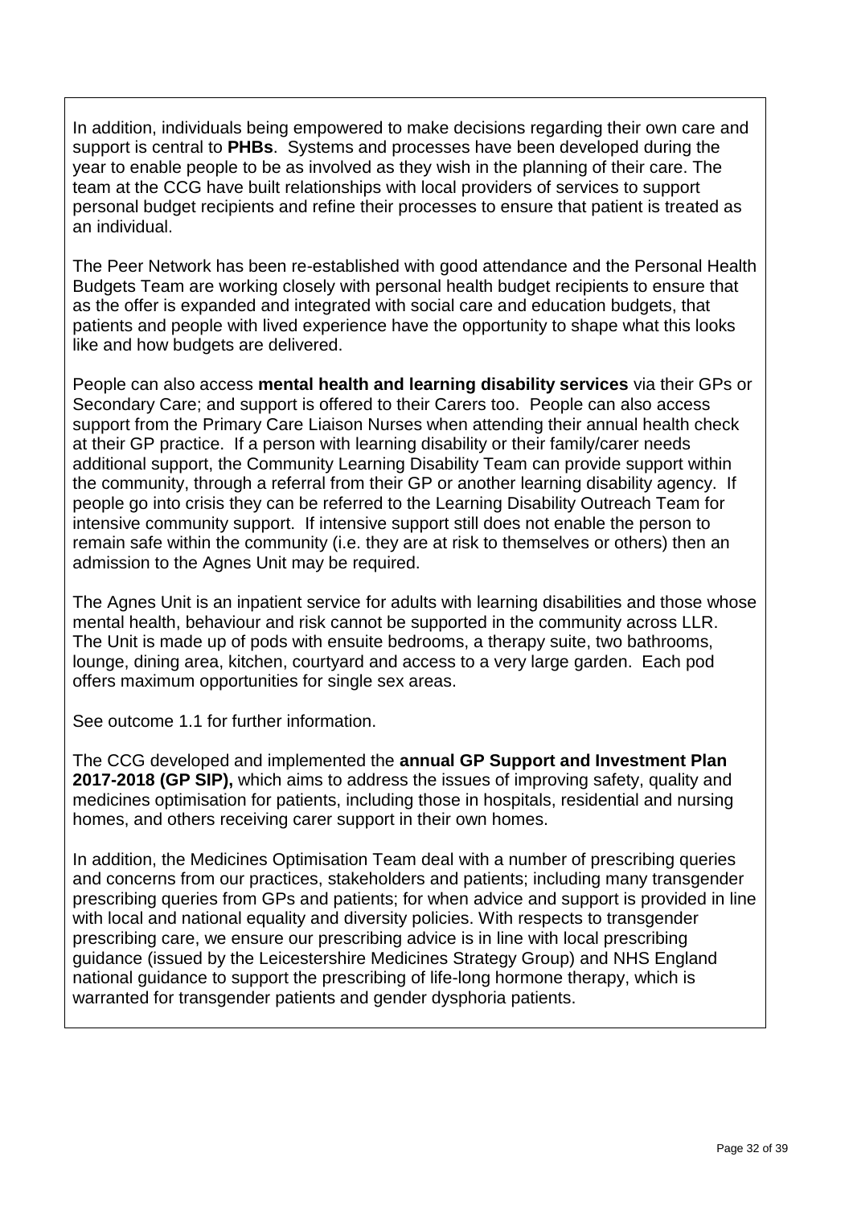In addition, individuals being empowered to make decisions regarding their own care and support is central to **PHBs**. Systems and processes have been developed during the year to enable people to be as involved as they wish in the planning of their care. The team at the CCG have built relationships with local providers of services to support personal budget recipients and refine their processes to ensure that patient is treated as an individual.

The Peer Network has been re-established with good attendance and the Personal Health Budgets Team are working closely with personal health budget recipients to ensure that as the offer is expanded and integrated with social care and education budgets, that patients and people with lived experience have the opportunity to shape what this looks like and how budgets are delivered.

People can also access **mental health and learning disability services** via their GPs or Secondary Care; and support is offered to their Carers too. People can also access support from the Primary Care Liaison Nurses when attending their annual health check at their GP practice. If a person with learning disability or their family/carer needs additional support, the Community Learning Disability Team can provide support within the community, through a referral from their GP or another learning disability agency. If people go into crisis they can be referred to the Learning Disability Outreach Team for intensive community support. If intensive support still does not enable the person to remain safe within the community (i.e. they are at risk to themselves or others) then an admission to the Agnes Unit may be required.

The Agnes Unit is an inpatient service for adults with learning disabilities and those whose mental health, behaviour and risk cannot be supported in the community across LLR. The Unit is made up of pods with ensuite bedrooms, a therapy suite, two bathrooms, lounge, dining area, kitchen, courtyard and access to a very large garden. Each pod offers maximum opportunities for single sex areas.

See outcome 1.1 for further information.

The CCG developed and implemented the **annual GP Support and Investment Plan 2017-2018 (GP SIP),** which aims to address the issues of improving safety, quality and medicines optimisation for patients, including those in hospitals, residential and nursing homes, and others receiving carer support in their own homes.

In addition, the Medicines Optimisation Team deal with a number of prescribing queries and concerns from our practices, stakeholders and patients; including many transgender prescribing queries from GPs and patients; for when advice and support is provided in line with local and national equality and diversity policies. With respects to transgender prescribing care, we ensure our prescribing advice is in line with local prescribing guidance (issued by the Leicestershire Medicines Strategy Group) and NHS England national guidance to support the prescribing of life-long hormone therapy, which is warranted for transgender patients and gender dysphoria patients.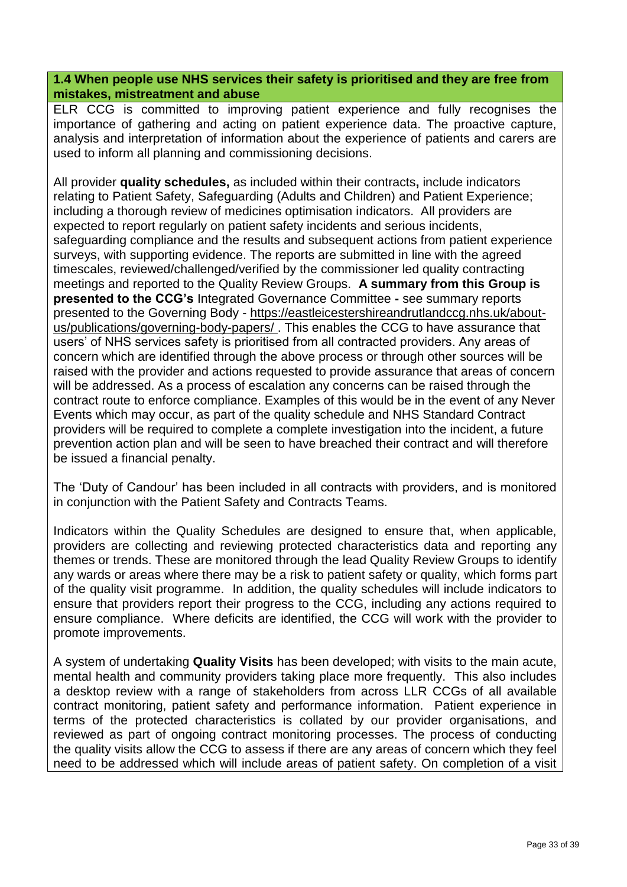**1.4 When people use NHS services their safety is prioritised and they are free from mistakes, mistreatment and abuse**

ELR CCG is committed to improving patient experience and fully recognises the importance of gathering and acting on patient experience data. The proactive capture, analysis and interpretation of information about the experience of patients and carers are used to inform all planning and commissioning decisions.

All provider **quality schedules,** as included within their contracts**,** include indicators relating to Patient Safety, Safeguarding (Adults and Children) and Patient Experience; including a thorough review of medicines optimisation indicators. All providers are expected to report regularly on patient safety incidents and serious incidents, safeguarding compliance and the results and subsequent actions from patient experience surveys, with supporting evidence. The reports are submitted in line with the agreed timescales, reviewed/challenged/verified by the commissioner led quality contracting meetings and reported to the Quality Review Groups. **A summary from this Group is presented to the CCG's** Integrated Governance Committee **-** see summary reports presented to the Governing Body - https://eastleicestershireandrutlandccg.nhs.uk/about-us/publications/governing-body-papers/ . This enables the CCG to have assurance that users' of NHS services safety is prioritised from all contracted providers. Any areas of concern which are identified through the above process or through other sources will be raised with the provider and actions requested to provide assurance that areas of concern will be addressed. As a process of escalation any concerns can be raised through the contract route to enforce compliance. Examples of this would be in the event of any Never Events which may occur, as part of the quality schedule and NHS Standard Contract providers will be required to complete a complete investigation into the incident, a future prevention action plan and will be seen to have breached their contract and will therefore be issued a financial penalty.

The 'Duty of Candour' has been included in all contracts with providers, and is monitored in conjunction with the Patient Safety and Contracts Teams.

Indicators within the Quality Schedules are designed to ensure that, when applicable, providers are collecting and reviewing protected characteristics data and reporting any themes or trends. These are monitored through the lead Quality Review Groups to identify any wards or areas where there may be a risk to patient safety or quality, which forms part of the quality visit programme. In addition, the quality schedules will include indicators to ensure that providers report their progress to the CCG, including any actions required to ensure compliance. Where deficits are identified, the CCG will work with the provider to promote improvements.

A system of undertaking **Quality Visits** has been developed; with visits to the main acute, mental health and community providers taking place more frequently. This also includes a desktop review with a range of stakeholders from across LLR CCGs of all available contract monitoring, patient safety and performance information. Patient experience in terms of the protected characteristics is collated by our provider organisations, and reviewed as part of ongoing contract monitoring processes. The process of conducting the quality visits allow the CCG to assess if there are any areas of concern which they feel need to be addressed which will include areas of patient safety. On completion of a visit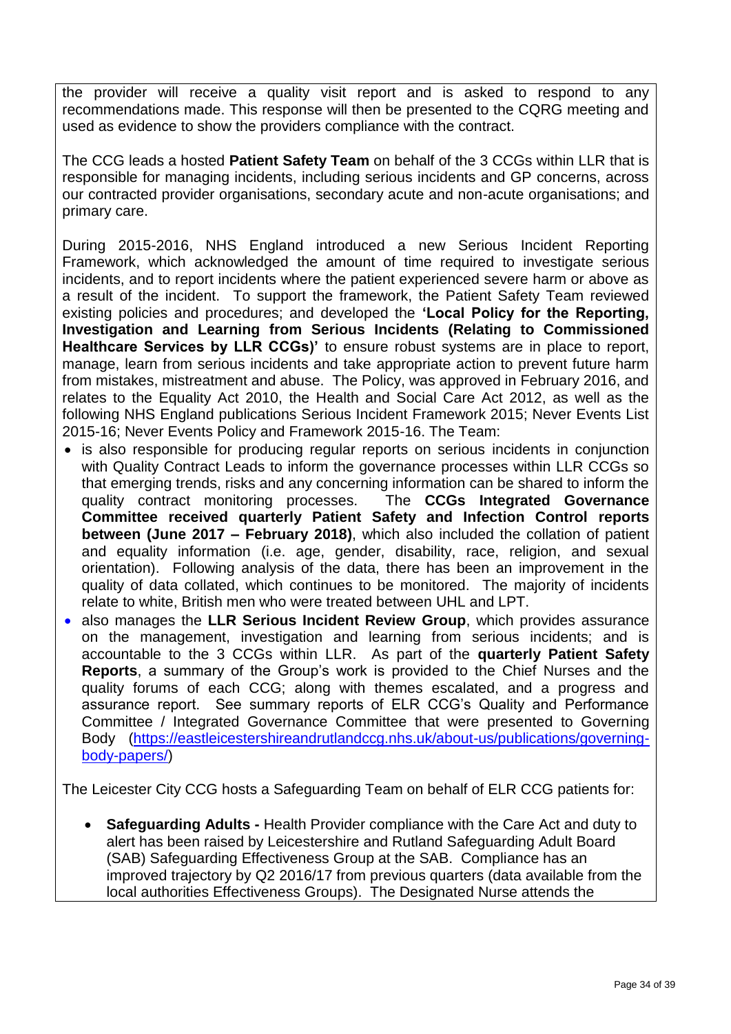the provider will receive a quality visit report and is asked to respond to any recommendations made. This response will then be presented to the CQRG meeting and used as evidence to show the providers compliance with the contract.

The CCG leads a hosted **Patient Safety Team** on behalf of the 3 CCGs within LLR that is responsible for managing incidents, including serious incidents and GP concerns, across our contracted provider organisations, secondary acute and non-acute organisations; and primary care.

During 2015-2016, NHS England introduced a new Serious Incident Reporting Framework, which acknowledged the amount of time required to investigate serious incidents, and to report incidents where the patient experienced severe harm or above as a result of the incident. To support the framework, the Patient Safety Team reviewed existing policies and procedures; and developed the **'Local Policy for the Reporting, Investigation and Learning from Serious Incidents (Relating to Commissioned Healthcare Services by LLR CCGs)'** to ensure robust systems are in place to report, manage, learn from serious incidents and take appropriate action to prevent future harm from mistakes, mistreatment and abuse. The Policy, was approved in February 2016, and relates to the Equality Act 2010, the Health and Social Care Act 2012, as well as the following NHS England publications Serious Incident Framework 2015; Never Events List 2015-16; Never Events Policy and Framework 2015-16. The Team:

- is also responsible for producing regular reports on serious incidents in conjunction with Quality Contract Leads to inform the governance processes within LLR CCGs so that emerging trends, risks and any concerning information can be shared to inform the quality contract monitoring processes. The **CCGs Integrated Governance Committee received quarterly Patient Safety and Infection Control reports between (June 2017 – February 2018)**, which also included the collation of patient and equality information (i.e. age, gender, disability, race, religion, and sexual orientation). Following analysis of the data, there has been an improvement in the quality of data collated, which continues to be monitored. The majority of incidents relate to white, British men who were treated between UHL and LPT.
- also manages the **LLR Serious Incident Review Group**, which provides assurance on the management, investigation and learning from serious incidents; and is accountable to the 3 CCGs within LLR. As part of the **quarterly Patient Safety Reports**, a summary of the Group's work is provided to the Chief Nurses and the quality forums of each CCG; along with themes escalated, and a progress and assurance report. See summary reports of ELR CCG's Quality and Performance Committee / Integrated Governance Committee that were presented to Governing Body (https://eastleicestershireandrutlandccg.nhs.uk/about-us/publications/governing-body-papers/)

The Leicester City CCG hosts a Safeguarding Team on behalf of ELR CCG patients for:

- **Safeguarding Adults -** Health Provider compliance with the Care Act and duty to alert has been raised by Leicestershire and Rutland Safeguarding Adult Board (SAB) Safeguarding Effectiveness Group at the SAB. Compliance has an improved trajectory by Q2 2016/17 from previous quarters (data available from the local authorities Effectiveness Groups). The Designated Nurse attends the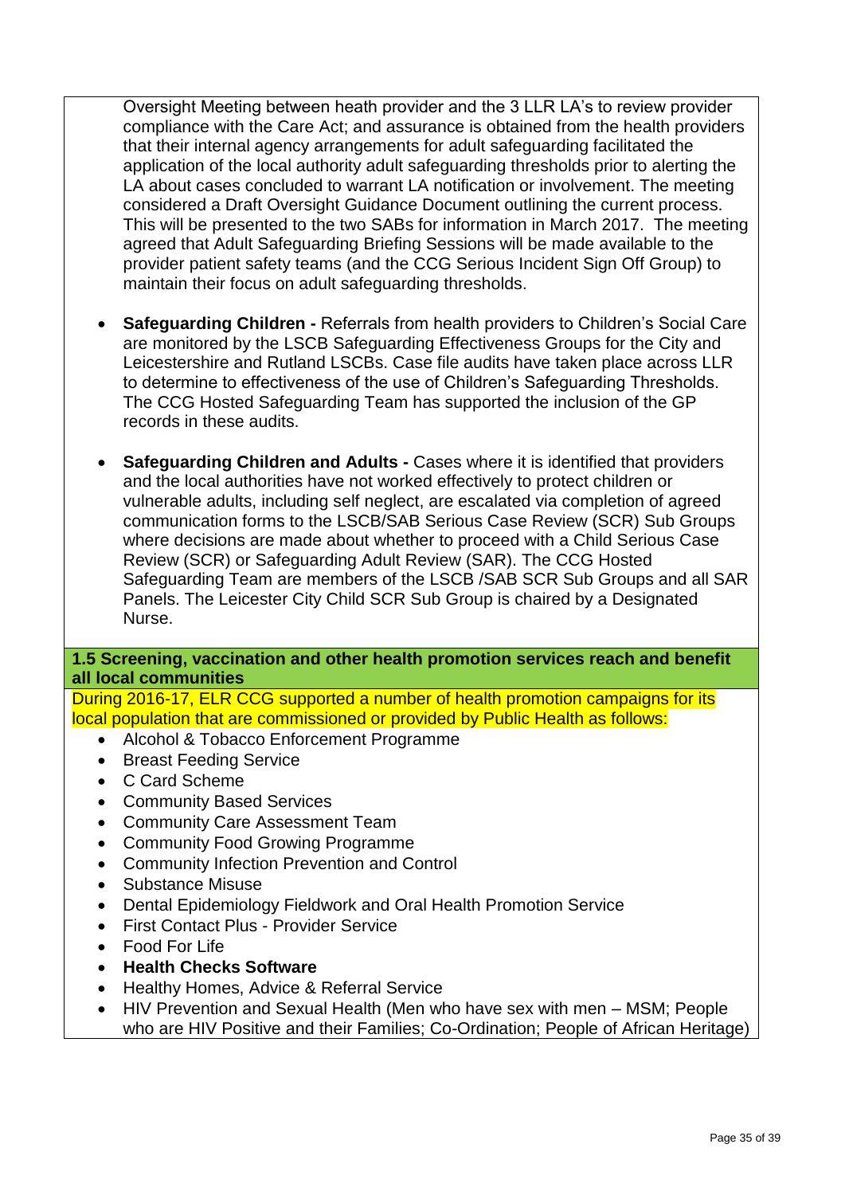Oversight Meeting between heath provider and the 3 LLR LA's to review provider compliance with the Care Act; and assurance is obtained from the health providers that their internal agency arrangements for adult safeguarding facilitated the application of the local authority adult safeguarding thresholds prior to alerting the LA about cases concluded to warrant LA notification or involvement. The meeting considered a Draft Oversight Guidance Document outlining the current process. This will be presented to the two SABs for information in March 2017. The meeting agreed that Adult Safeguarding Briefing Sessions will be made available to the provider patient safety teams (and the CCG Serious Incident Sign Off Group) to maintain their focus on adult safeguarding thresholds.

- **Safeguarding Children -** Referrals from health providers to Children's Social Care are monitored by the LSCB Safeguarding Effectiveness Groups for the City and Leicestershire and Rutland LSCBs. Case file audits have taken place across LLR to determine to effectiveness of the use of Children's Safeguarding Thresholds. The CCG Hosted Safeguarding Team has supported the inclusion of the GP records in these audits.

- **Safeguarding Children and Adults -** Cases where it is identified that providers and the local authorities have not worked effectively to protect children or vulnerable adults, including self neglect, are escalated via completion of agreed communication forms to the LSCB/SAB Serious Case Review (SCR) Sub Groups where decisions are made about whether to proceed with a Child Serious Case Review (SCR) or Safeguarding Adult Review (SAR). The CCG Hosted Safeguarding Team are members of the LSCB /SAB SCR Sub Groups and all SAR Panels. The Leicester City Child SCR Sub Group is chaired by a Designated Nurse.

**1.5 Screening, vaccination and other health promotion services reach and benefit all local communities**

During 2016-17, ELR CCG supported a number of health promotion campaigns for its local population that are commissioned or provided by Public Health as follows:

- Alcohol & Tobacco Enforcement Programme
- Breast Feeding Service
- C Card Scheme
- Community Based Services
- Community Care Assessment Team
- Community Food Growing Programme
- Community Infection Prevention and Control
- Substance Misuse
- Dental Epidemiology Fieldwork and Oral Health Promotion Service
- First Contact Plus - Provider Service
- Food For Life
- **Health Checks Software**
- Healthy Homes, Advice & Referral Service
- HIV Prevention and Sexual Health (Men who have sex with men – MSM; People who are HIV Positive and their Families; Co-Ordination; People of African Heritage)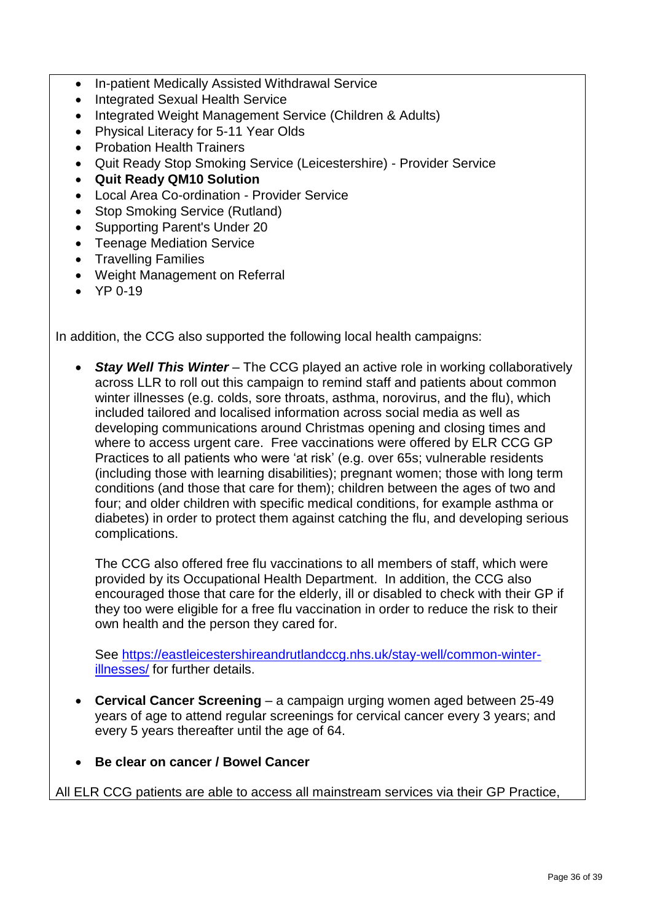- In-patient Medically Assisted Withdrawal Service
- Integrated Sexual Health Service
- Integrated Weight Management Service (Children & Adults)
- Physical Literacy for 5-11 Year Olds
- Probation Health Trainers
- Quit Ready Stop Smoking Service (Leicestershire) - Provider Service
- **Quit Ready QM10 Solution**
- Local Area Co-ordination - Provider Service
- Stop Smoking Service (Rutland)
- Supporting Parent's Under 20
- Teenage Mediation Service
- Travelling Families
- Weight Management on Referral
- YP 0-19

In addition, the CCG also supported the following local health campaigns:

- ***Stay Well This Winter*** – The CCG played an active role in working collaboratively across LLR to roll out this campaign to remind staff and patients about common winter illnesses (e.g. colds, sore throats, asthma, norovirus, and the flu), which included tailored and localised information across social media as well as developing communications around Christmas opening and closing times and where to access urgent care. Free vaccinations were offered by ELR CCG GP Practices to all patients who were 'at risk' (e.g. over 65s; vulnerable residents (including those with learning disabilities); pregnant women; those with long term conditions (and those that care for them); children between the ages of two and four; and older children with specific medical conditions, for example asthma or diabetes) in order to protect them against catching the flu, and developing serious complications.

  The CCG also offered free flu vaccinations to all members of staff, which were provided by its Occupational Health Department. In addition, the CCG also encouraged those that care for the elderly, ill or disabled to check with their GP if they too were eligible for a free flu vaccination in order to reduce the risk to their own health and the person they cared for.

  See [https://eastleicestershireandrutlandccg.nhs.uk/stay-well/common-winter-illnesses/](https://eastleicestershireandrutlandccg.nhs.uk/stay-well/common-winter-illnesses/) for further details.

- **Cervical Cancer Screening** – a campaign urging women aged between 25-49 years of age to attend regular screenings for cervical cancer every 3 years; and every 5 years thereafter until the age of 64.

- **Be clear on cancer / Bowel Cancer**

All ELR CCG patients are able to access all mainstream services via their GP Practice,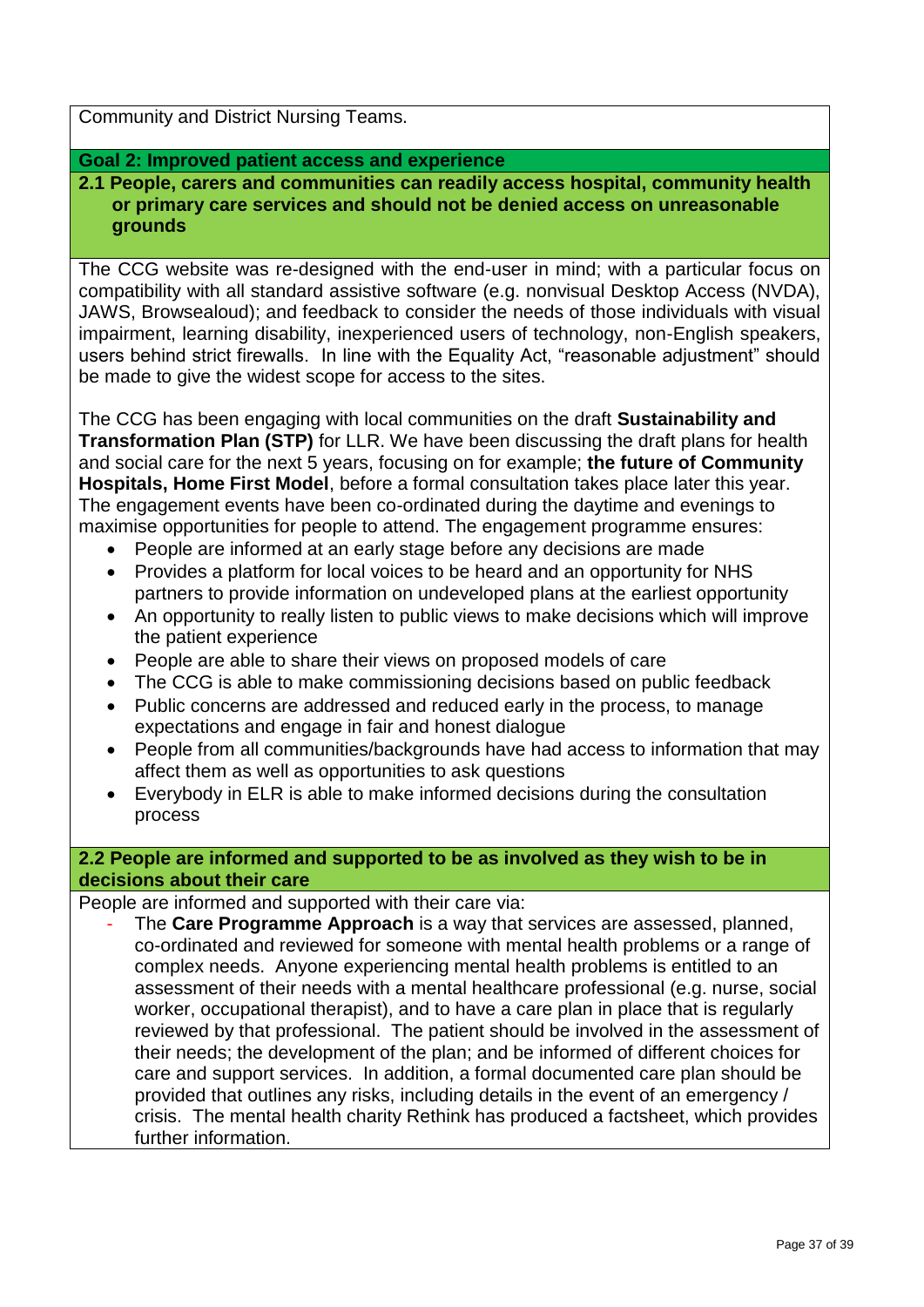Community and District Nursing Teams.

**Goal 2: Improved patient access and experience**

**2.1 People, carers and communities can readily access hospital, community health or primary care services and should not be denied access on unreasonable grounds**

The CCG website was re-designed with the end-user in mind; with a particular focus on compatibility with all standard assistive software (e.g. nonvisual Desktop Access (NVDA), JAWS, Browsealoud); and feedback to consider the needs of those individuals with visual impairment, learning disability, inexperienced users of technology, non-English speakers, users behind strict firewalls. In line with the Equality Act, "reasonable adjustment" should be made to give the widest scope for access to the sites.

The CCG has been engaging with local communities on the draft **Sustainability and Transformation Plan (STP)** for LLR. We have been discussing the draft plans for health and social care for the next 5 years, focusing on for example; **the future of Community Hospitals, Home First Model**, before a formal consultation takes place later this year. The engagement events have been co-ordinated during the daytime and evenings to maximise opportunities for people to attend. The engagement programme ensures:

- People are informed at an early stage before any decisions are made
- Provides a platform for local voices to be heard and an opportunity for NHS partners to provide information on undeveloped plans at the earliest opportunity
- An opportunity to really listen to public views to make decisions which will improve the patient experience
- People are able to share their views on proposed models of care
- The CCG is able to make commissioning decisions based on public feedback
- Public concerns are addressed and reduced early in the process, to manage expectations and engage in fair and honest dialogue
- People from all communities/backgrounds have had access to information that may affect them as well as opportunities to ask questions
- Everybody in ELR is able to make informed decisions during the consultation process

**2.2 People are informed and supported to be as involved as they wish to be in decisions about their care**

People are informed and supported with their care via:

- The **Care Programme Approach** is a way that services are assessed, planned, co-ordinated and reviewed for someone with mental health problems or a range of complex needs. Anyone experiencing mental health problems is entitled to an assessment of their needs with a mental healthcare professional (e.g. nurse, social worker, occupational therapist), and to have a care plan in place that is regularly reviewed by that professional. The patient should be involved in the assessment of their needs; the development of the plan; and be informed of different choices for care and support services. In addition, a formal documented care plan should be provided that outlines any risks, including details in the event of an emergency / crisis. The mental health charity Rethink has produced a factsheet, which provides further information.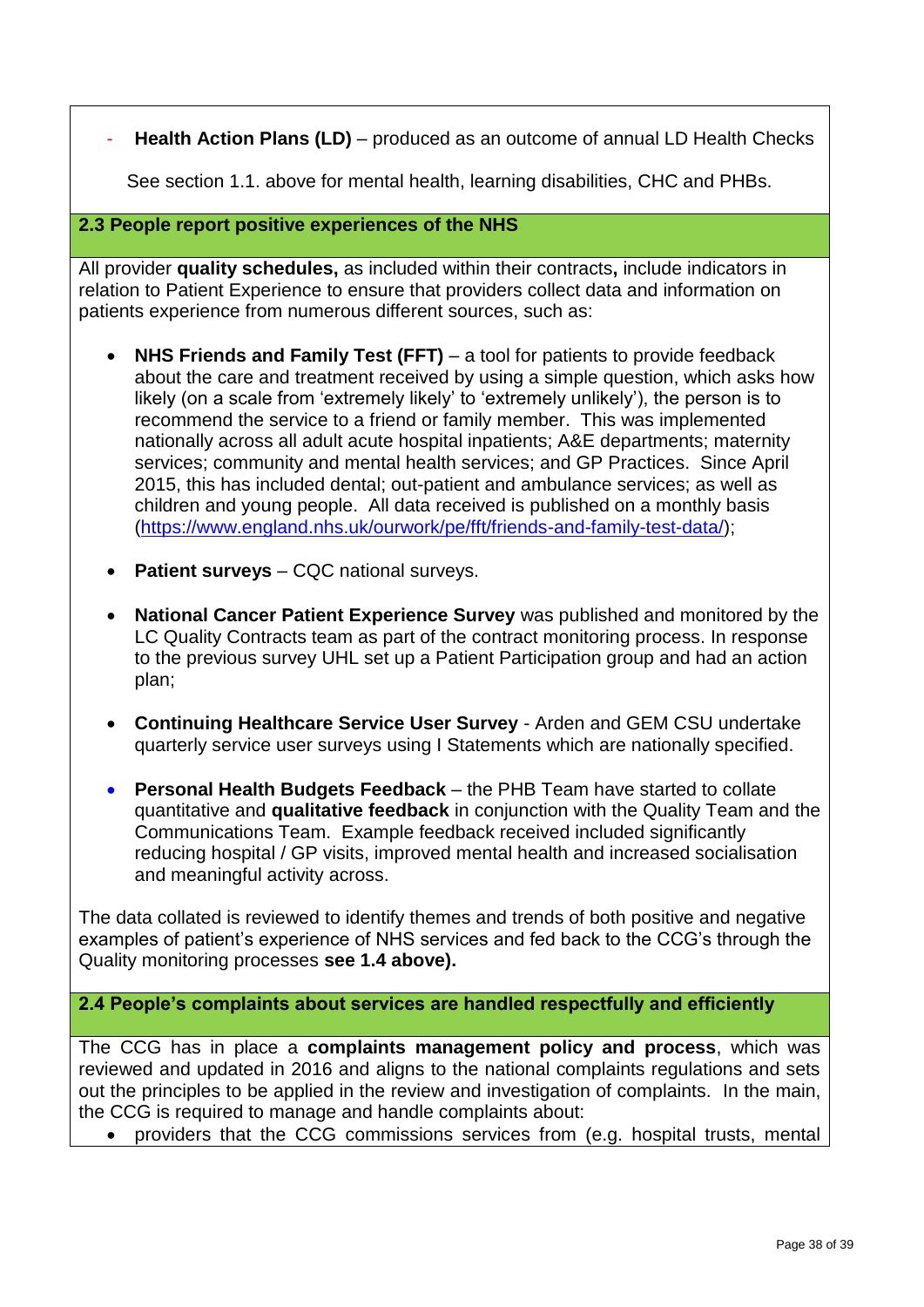- **Health Action Plans (LD)** – produced as an outcome of annual LD Health Checks

See section 1.1. above for mental health, learning disabilities, CHC and PHBs.

### 2.3 People report positive experiences of the NHS

All provider **quality schedules,** as included within their contracts**,** include indicators in relation to Patient Experience to ensure that providers collect data and information on patients experience from numerous different sources, such as:

- **NHS Friends and Family Test (FFT)** – a tool for patients to provide feedback about the care and treatment received by using a simple question, which asks how likely (on a scale from 'extremely likely' to 'extremely unlikely'), the person is to recommend the service to a friend or family member. This was implemented nationally across all adult acute hospital inpatients; A&E departments; maternity services; community and mental health services; and GP Practices. Since April 2015, this has included dental; out-patient and ambulance services; as well as children and young people. All data received is published on a monthly basis (https://www.england.nhs.uk/ourwork/pe/fft/friends-and-family-test-data/);

- **Patient surveys** – CQC national surveys.

- **National Cancer Patient Experience Survey** was published and monitored by the LC Quality Contracts team as part of the contract monitoring process. In response to the previous survey UHL set up a Patient Participation group and had an action plan;

- **Continuing Healthcare Service User Survey** - Arden and GEM CSU undertake quarterly service user surveys using I Statements which are nationally specified.

- **Personal Health Budgets Feedback** – the PHB Team have started to collate quantitative and **qualitative feedback** in conjunction with the Quality Team and the Communications Team. Example feedback received included significantly reducing hospital / GP visits, improved mental health and increased socialisation and meaningful activity across.

The data collated is reviewed to identify themes and trends of both positive and negative examples of patient's experience of NHS services and fed back to the CCG's through the Quality monitoring processes **see 1.4 above).**

### 2.4 People's complaints about services are handled respectfully and efficiently

The CCG has in place a **complaints management policy and process**, which was reviewed and updated in 2016 and aligns to the national complaints regulations and sets out the principles to be applied in the review and investigation of complaints. In the main, the CCG is required to manage and handle complaints about:

- providers that the CCG commissions services from (e.g. hospital trusts, mental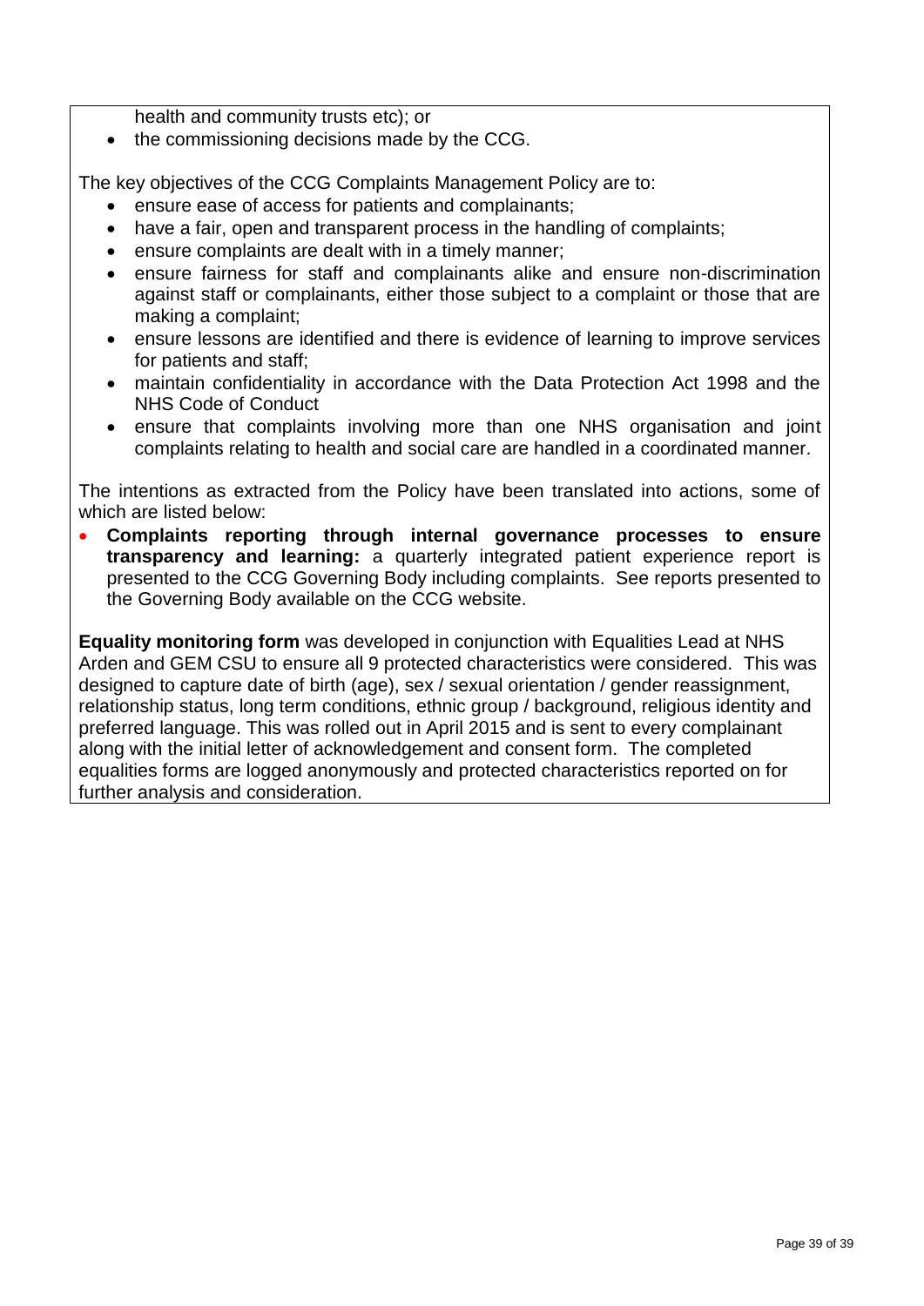health and community trusts etc); or

- the commissioning decisions made by the CCG.

The key objectives of the CCG Complaints Management Policy are to:

- ensure ease of access for patients and complainants;
- have a fair, open and transparent process in the handling of complaints;
- ensure complaints are dealt with in a timely manner;
- ensure fairness for staff and complainants alike and ensure non-discrimination against staff or complainants, either those subject to a complaint or those that are making a complaint;
- ensure lessons are identified and there is evidence of learning to improve services for patients and staff;
- maintain confidentiality in accordance with the Data Protection Act 1998 and the NHS Code of Conduct
- ensure that complaints involving more than one NHS organisation and joint complaints relating to health and social care are handled in a coordinated manner.

The intentions as extracted from the Policy have been translated into actions, some of which are listed below:

- **Complaints reporting through internal governance processes to ensure transparency and learning:** a quarterly integrated patient experience report is presented to the CCG Governing Body including complaints. See reports presented to the Governing Body available on the CCG website.

**Equality monitoring form** was developed in conjunction with Equalities Lead at NHS Arden and GEM CSU to ensure all 9 protected characteristics were considered. This was designed to capture date of birth (age), sex / sexual orientation / gender reassignment, relationship status, long term conditions, ethnic group / background, religious identity and preferred language. This was rolled out in April 2015 and is sent to every complainant along with the initial letter of acknowledgement and consent form. The completed equalities forms are logged anonymously and protected characteristics reported on for further analysis and consideration.